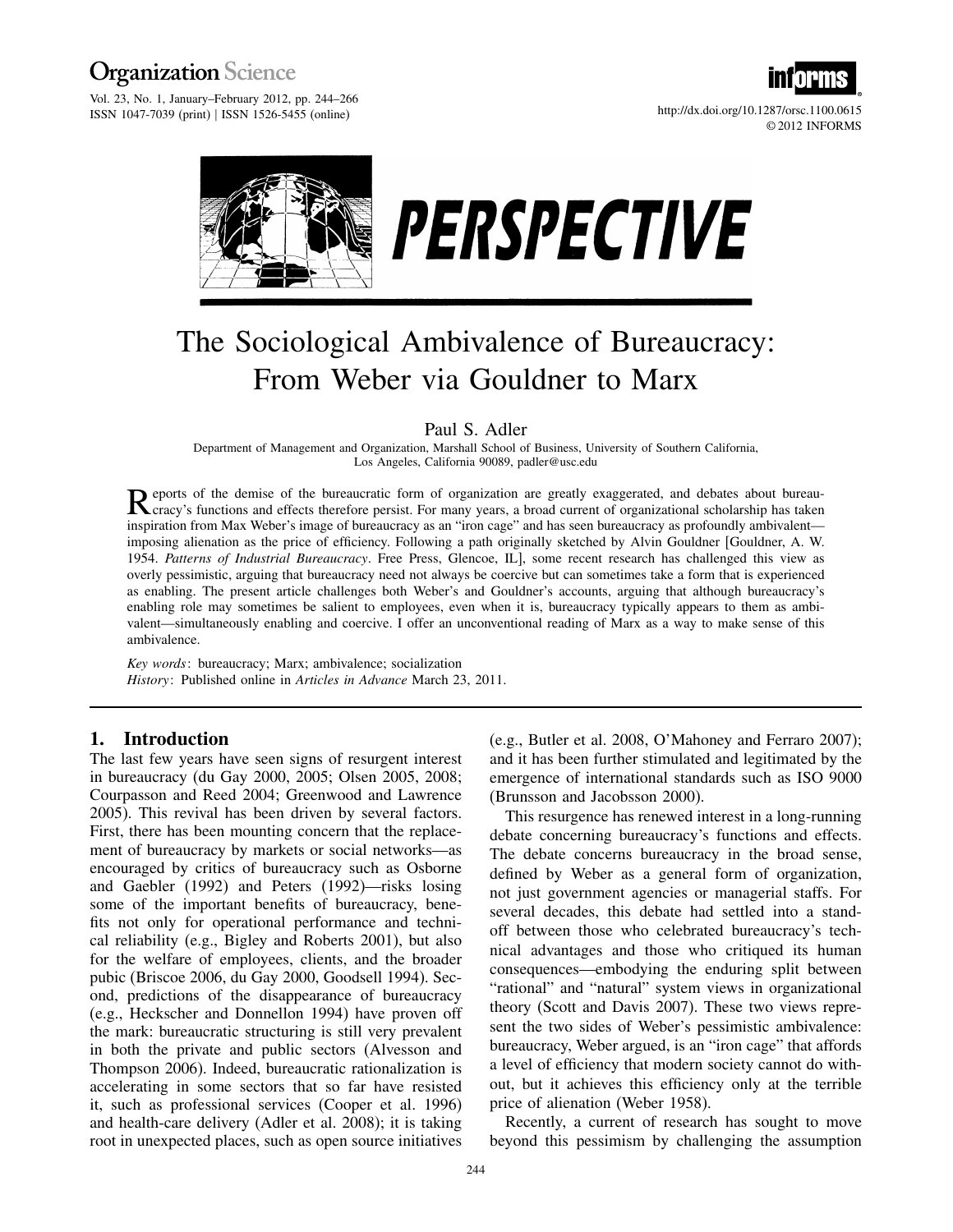PERSPECTIVE

# The Sociological Ambivalence of Bureaucracy: From Weber via Gouldner to Marx

Paul S. Adler

Department of Management and Organization, Marshall School of Business, University of Southern California, Los Angeles, California 90089, padler@usc.edu

Reports of the demise of the bureaucratic form of organization are greatly exaggerated, and debates about bureaucracy's functions and effects therefore persist. For many years, a broad current of organizational scholarship has taken inspiration from Max Weber's image of bureaucracy as an "iron cage" and has seen bureaucracy as profoundly ambivalent—imposing alienation as the price of efficiency. Following a path originally sketched by Alvin Gouldner [Gouldner, A. W. 1954. *Patterns of Industrial Bureaucracy*. Free Press, Glencoe, IL], some recent research has challenged this view as overly pessimistic, arguing that bureaucracy need not always be coercive but can sometimes take a form that is experienced as enabling. The present article challenges both Weber's and Gouldner's accounts, arguing that although bureaucracy's enabling role may sometimes be salient to employees, even when it is, bureaucracy typically appears to them as ambivalent—simultaneously enabling and coercive. I offer an unconventional reading of Marx as a way to make sense of this ambivalence.

*Key words*: bureaucracy; Marx; ambivalence; socialization
*History*: Published online in *Articles in Advance* March 23, 2011.

## 1. Introduction

The last few years have seen signs of resurgent interest in bureaucracy (du Gay 2000, 2005; Olsen 2005, 2008; Courpasson and Reed 2004; Greenwood and Lawrence 2005). This revival has been driven by several factors. First, there has been mounting concern that the replacement of bureaucracy by markets or social networks—as encouraged by critics of bureaucracy such as Osborne and Gaebler (1992) and Peters (1992)—risks losing some of the important benefits of bureaucracy, benefits not only for operational performance and technical reliability (e.g., Bigley and Roberts 2001), but also for the welfare of employees, clients, and the broader pubic (Briscoe 2006, du Gay 2000, Goodsell 1994). Second, predictions of the disappearance of bureaucracy (e.g., Heckscher and Donnellon 1994) have proven off the mark: bureaucratic structuring is still very prevalent in both the private and public sectors (Alvesson and Thompson 2006). Indeed, bureaucratic rationalization is accelerating in some sectors that so far have resisted it, such as professional services (Cooper et al. 1996) and health-care delivery (Adler et al. 2008); it is taking root in unexpected places, such as open source initiatives (e.g., Butler et al. 2008, O'Mahoney and Ferraro 2007); and it has been further stimulated and legitimated by the emergence of international standards such as ISO 9000 (Brunsson and Jacobsson 2000).

This resurgence has renewed interest in a long-running debate concerning bureaucracy's functions and effects. The debate concerns bureaucracy in the broad sense, defined by Weber as a general form of organization, not just government agencies or managerial staffs. For several decades, this debate had settled into a standoff between those who celebrated bureaucracy's technical advantages and those who critiqued its human consequences—embodying the enduring split between "rational" and "natural" system views in organizational theory (Scott and Davis 2007). These two views represent the two sides of Weber's pessimistic ambivalence: bureaucracy, Weber argued, is an "iron cage" that affords a level of efficiency that modern society cannot do without, but it achieves this efficiency only at the terrible price of alienation (Weber 1958).

Recently, a current of research has sought to move beyond this pessimism by challenging the assumption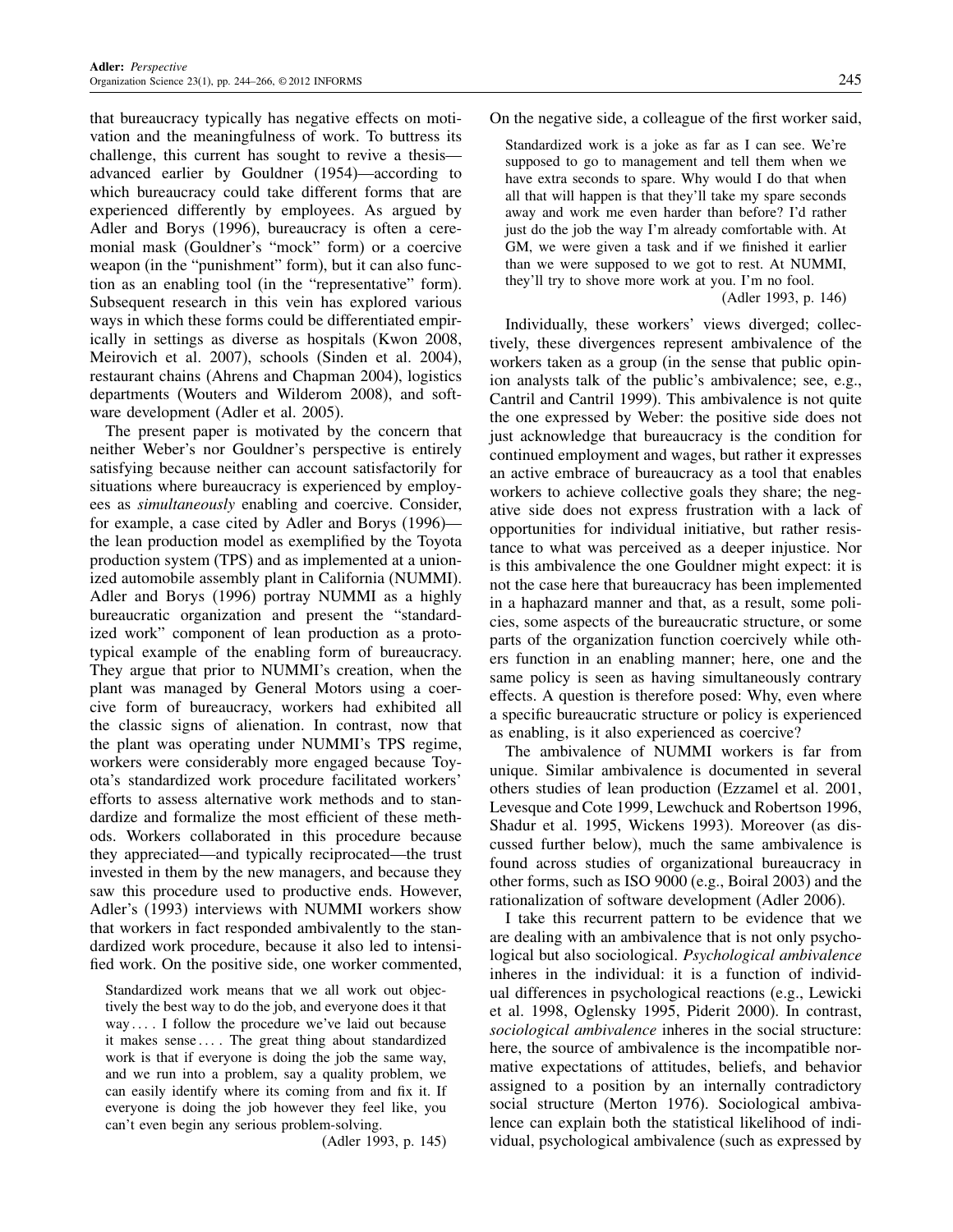that bureaucracy typically has negative effects on motivation and the meaningfulness of work. To buttress its challenge, this current has sought to revive a thesis—advanced earlier by Gouldner (1954)—according to which bureaucracy could take different forms that are experienced differently by employees. As argued by Adler and Borys (1996), bureaucracy is often a ceremonial mask (Gouldner's "mock" form) or a coercive weapon (in the "punishment" form), but it can also function as an enabling tool (in the "representative" form). Subsequent research in this vein has explored various ways in which these forms could be differentiated empirically in settings as diverse as hospitals (Kwon 2008, Meirovich et al. 2007), schools (Sinden et al. 2004), restaurant chains (Ahrens and Chapman 2004), logistics departments (Wouters and Wilderom 2008), and software development (Adler et al. 2005).

The present paper is motivated by the concern that neither Weber's nor Gouldner's perspective is entirely satisfying because neither can account satisfactorily for situations where bureaucracy is experienced by employees as *simultaneously* enabling and coercive. Consider, for example, a case cited by Adler and Borys (1996)—the lean production model as exemplified by the Toyota production system (TPS) and as implemented at a unionized automobile assembly plant in California (NUMMI). Adler and Borys (1996) portray NUMMI as a highly bureaucratic organization and present the "standardized work" component of lean production as a prototypical example of the enabling form of bureaucracy. They argue that prior to NUMMI's creation, when the plant was managed by General Motors using a coercive form of bureaucracy, workers had exhibited all the classic signs of alienation. In contrast, now that the plant was operating under NUMMI's TPS regime, workers were considerably more engaged because Toyota's standardized work procedure facilitated workers' efforts to assess alternative work methods and to standardize and formalize the most efficient of these methods. Workers collaborated in this procedure because they appreciated—and typically reciprocated—the trust invested in them by the new managers, and because they saw this procedure used to productive ends. However, Adler's (1993) interviews with NUMMI workers show that workers in fact responded ambivalently to the standardized work procedure, because it also led to intensified work. On the positive side, one worker commented,

> Standardized work means that we all work out objectively the best way to do the job, and everyone does it that way .... I follow the procedure we've laid out because it makes sense .... The great thing about standardized work is that if everyone is doing the job the same way, and we run into a problem, say a quality problem, we can easily identify where its coming from and fix it. If everyone is doing the job however they feel like, you can't even begin any serious problem-solving.
>
> (Adler 1993, p. 145)

On the negative side, a colleague of the first worker said,

> Standardized work is a joke as far as I can see. We're supposed to go to management and tell them when we have extra seconds to spare. Why would I do that when all that will happen is that they'll take my spare seconds away and work me even harder than before? I'd rather just do the job the way I'm already comfortable with. At GM, we were given a task and if we finished it earlier than we were supposed to we got to rest. At NUMMI, they'll try to shove more work at you. I'm no fool.
>
> (Adler 1993, p. 146)

Individually, these workers' views diverged; collectively, these divergences represent ambivalence of the workers taken as a group (in the sense that public opinion analysts talk of the public's ambivalence; see, e.g., Cantril and Cantril 1999). This ambivalence is not quite the one expressed by Weber: the positive side does not just acknowledge that bureaucracy is the condition for continued employment and wages, but rather it expresses an active embrace of bureaucracy as a tool that enables workers to achieve collective goals they share; the negative side does not express frustration with a lack of opportunities for individual initiative, but rather resistance to what was perceived as a deeper injustice. Nor is this ambivalence the one Gouldner might expect: it is not the case here that bureaucracy has been implemented in a haphazard manner and that, as a result, some policies, some aspects of the bureaucratic structure, or some parts of the organization function coercively while others function in an enabling manner; here, one and the same policy is seen as having simultaneously contrary effects. A question is therefore posed: Why, even where a specific bureaucratic structure or policy is experienced as enabling, is it also experienced as coercive?

The ambivalence of NUMMI workers is far from unique. Similar ambivalence is documented in several others studies of lean production (Ezzamel et al. 2001, Levesque and Cote 1999, Lewchuck and Robertson 1996, Shadur et al. 1995, Wickens 1993). Moreover (as discussed further below), much the same ambivalence is found across studies of organizational bureaucracy in other forms, such as ISO 9000 (e.g., Boiral 2003) and the rationalization of software development (Adler 2006).

I take this recurrent pattern to be evidence that we are dealing with an ambivalence that is not only psychological but also sociological. *Psychological ambivalence* inheres in the individual: it is a function of individual differences in psychological reactions (e.g., Lewicki et al. 1998, Oglensky 1995, Piderit 2000). In contrast, *sociological ambivalence* inheres in the social structure: here, the source of ambivalence is the incompatible normative expectations of attitudes, beliefs, and behavior assigned to a position by an internally contradictory social structure (Merton 1976). Sociological ambivalence can explain both the statistical likelihood of individual, psychological ambivalence (such as expressed by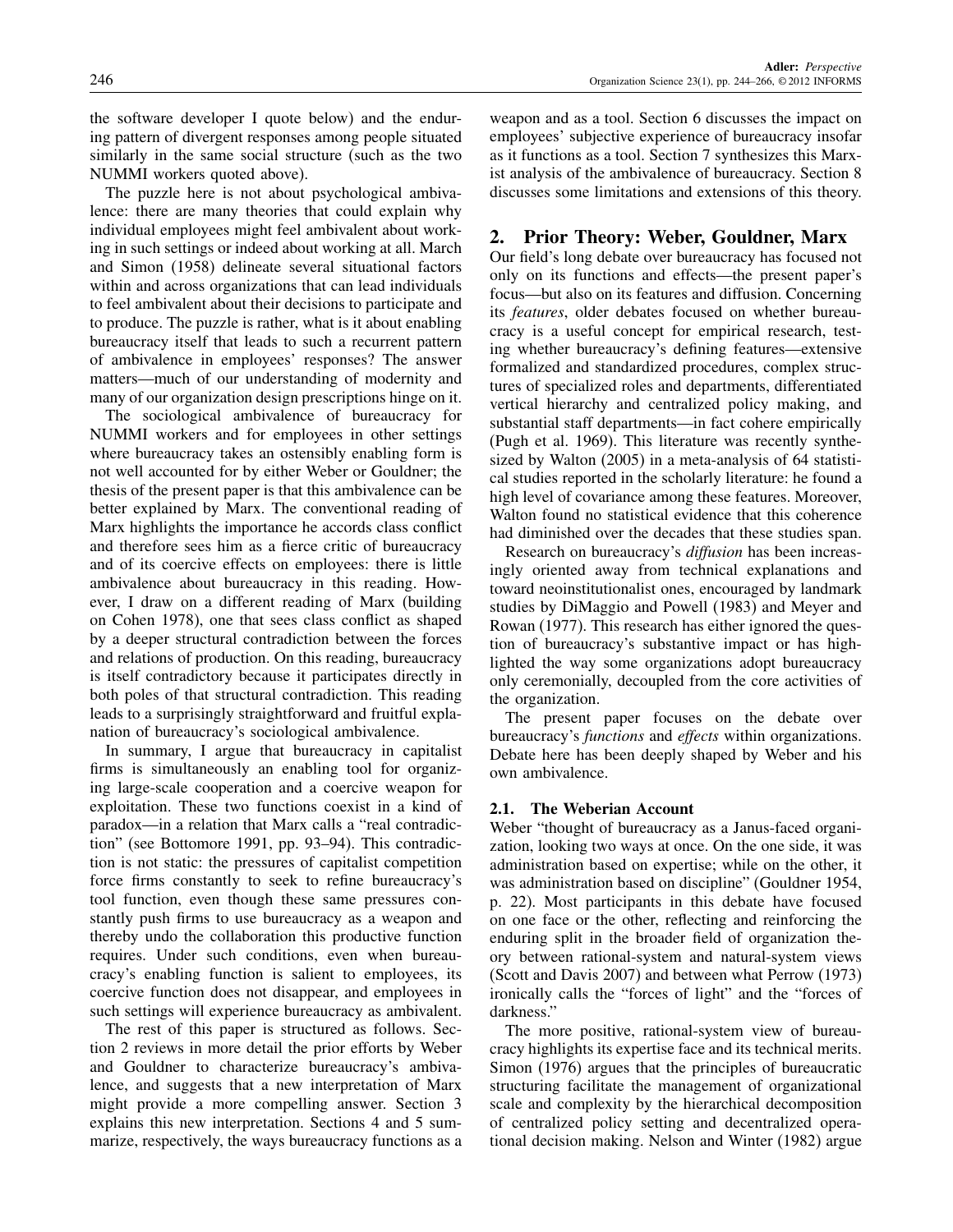the software developer I quote below) and the enduring pattern of divergent responses among people situated similarly in the same social structure (such as the two NUMMI workers quoted above).

The puzzle here is not about psychological ambivalence: there are many theories that could explain why individual employees might feel ambivalent about working in such settings or indeed about working at all. March and Simon (1958) delineate several situational factors within and across organizations that can lead individuals to feel ambivalent about their decisions to participate and to produce. The puzzle is rather, what is it about enabling bureaucracy itself that leads to such a recurrent pattern of ambivalence in employees' responses? The answer matters—much of our understanding of modernity and many of our organization design prescriptions hinge on it.

The sociological ambivalence of bureaucracy for NUMMI workers and for employees in other settings where bureaucracy takes an ostensibly enabling form is not well accounted for by either Weber or Gouldner; the thesis of the present paper is that this ambivalence can be better explained by Marx. The conventional reading of Marx highlights the importance he accords class conflict and therefore sees him as a fierce critic of bureaucracy and of its coercive effects on employees: there is little ambivalence about bureaucracy in this reading. However, I draw on a different reading of Marx (building on Cohen 1978), one that sees class conflict as shaped by a deeper structural contradiction between the forces and relations of production. On this reading, bureaucracy is itself contradictory because it participates directly in both poles of that structural contradiction. This reading leads to a surprisingly straightforward and fruitful explanation of bureaucracy's sociological ambivalence.

In summary, I argue that bureaucracy in capitalist firms is simultaneously an enabling tool for organizing large-scale cooperation and a coercive weapon for exploitation. These two functions coexist in a kind of paradox—in a relation that Marx calls a "real contradiction" (see Bottomore 1991, pp. 93–94). This contradiction is not static: the pressures of capitalist competition force firms constantly to seek to refine bureaucracy's tool function, even though these same pressures constantly push firms to use bureaucracy as a weapon and thereby undo the collaboration this productive function requires. Under such conditions, even when bureaucracy's enabling function is salient to employees, its coercive function does not disappear, and employees in such settings will experience bureaucracy as ambivalent.

The rest of this paper is structured as follows. Section 2 reviews in more detail the prior efforts by Weber and Gouldner to characterize bureaucracy's ambivalence, and suggests that a new interpretation of Marx might provide a more compelling answer. Section 3 explains this new interpretation. Sections 4 and 5 summarize, respectively, the ways bureaucracy functions as a weapon and as a tool. Section 6 discusses the impact on employees' subjective experience of bureaucracy insofar as it functions as a tool. Section 7 synthesizes this Marxist analysis of the ambivalence of bureaucracy. Section 8 discusses some limitations and extensions of this theory.

## 2. Prior Theory: Weber, Gouldner, Marx

Our field's long debate over bureaucracy has focused not only on its functions and effects—the present paper's focus—but also on its features and diffusion. Concerning its *features*, older debates focused on whether bureaucracy is a useful concept for empirical research, testing whether bureaucracy's defining features—extensive formalized and standardized procedures, complex structures of specialized roles and departments, differentiated vertical hierarchy and centralized policy making, and substantial staff departments—in fact cohere empirically (Pugh et al. 1969). This literature was recently synthesized by Walton (2005) in a meta-analysis of 64 statistical studies reported in the scholarly literature: he found a high level of covariance among these features. Moreover, Walton found no statistical evidence that this coherence had diminished over the decades that these studies span.

Research on bureaucracy's *diffusion* has been increasingly oriented away from technical explanations and toward neoinstitutionalist ones, encouraged by landmark studies by DiMaggio and Powell (1983) and Meyer and Rowan (1977). This research has either ignored the question of bureaucracy's substantive impact or has highlighted the way some organizations adopt bureaucracy only ceremonially, decoupled from the core activities of the organization.

The present paper focuses on the debate over bureaucracy's *functions* and *effects* within organizations. Debate here has been deeply shaped by Weber and his own ambivalence.

### 2.1. The Weberian Account

Weber "thought of bureaucracy as a Janus-faced organization, looking two ways at once. On the one side, it was administration based on expertise; while on the other, it was administration based on discipline" (Gouldner 1954, p. 22). Most participants in this debate have focused on one face or the other, reflecting and reinforcing the enduring split in the broader field of organization theory between rational-system and natural-system views (Scott and Davis 2007) and between what Perrow (1973) ironically calls the "forces of light" and the "forces of darkness."

The more positive, rational-system view of bureaucracy highlights its expertise face and its technical merits. Simon (1976) argues that the principles of bureaucratic structuring facilitate the management of organizational scale and complexity by the hierarchical decomposition of centralized policy setting and decentralized operational decision making. Nelson and Winter (1982) argue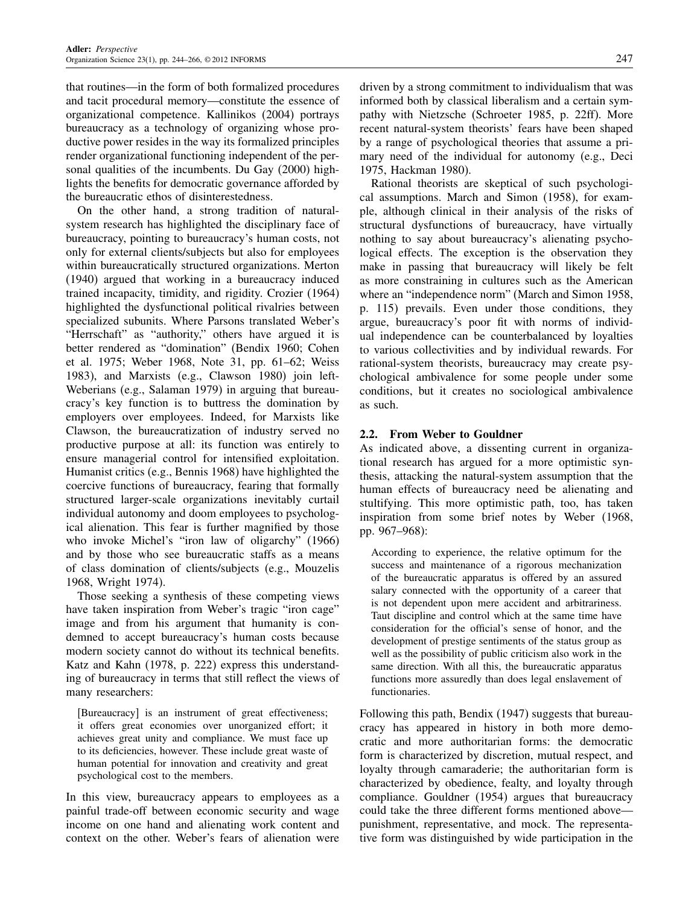that routines—in the form of both formalized procedures and tacit procedural memory—constitute the essence of organizational competence. Kallinikos (2004) portrays bureaucracy as a technology of organizing whose productive power resides in the way its formalized principles render organizational functioning independent of the personal qualities of the incumbents. Du Gay (2000) highlights the benefits for democratic governance afforded by the bureaucratic ethos of disinterestedness.

On the other hand, a strong tradition of natural-system research has highlighted the disciplinary face of bureaucracy, pointing to bureaucracy's human costs, not only for external clients/subjects but also for employees within bureaucratically structured organizations. Merton (1940) argued that working in a bureaucracy induced trained incapacity, timidity, and rigidity. Crozier (1964) highlighted the dysfunctional political rivalries between specialized subunits. Where Parsons translated Weber's "Herrschaft" as "authority," others have argued it is better rendered as "domination" (Bendix 1960; Cohen et al. 1975; Weber 1968, Note 31, pp. 61–62; Weiss 1983), and Marxists (e.g., Clawson 1980) join left-Weberians (e.g., Salaman 1979) in arguing that bureaucracy's key function is to buttress the domination by employers over employees. Indeed, for Marxists like Clawson, the bureaucratization of industry served no productive purpose at all: its function was entirely to ensure managerial control for intensified exploitation. Humanist critics (e.g., Bennis 1968) have highlighted the coercive functions of bureaucracy, fearing that formally structured larger-scale organizations inevitably curtail individual autonomy and doom employees to psychological alienation. This fear is further magnified by those who invoke Michel's "iron law of oligarchy" (1966) and by those who see bureaucratic staffs as a means of class domination of clients/subjects (e.g., Mouzelis 1968, Wright 1974).

Those seeking a synthesis of these competing views have taken inspiration from Weber's tragic "iron cage" image and from his argument that humanity is condemned to accept bureaucracy's human costs because modern society cannot do without its technical benefits. Katz and Kahn (1978, p. 222) express this understanding of bureaucracy in terms that still reflect the views of many researchers:

> [Bureaucracy] is an instrument of great effectiveness; it offers great economies over unorganized effort; it achieves great unity and compliance. We must face up to its deficiencies, however. These include great waste of human potential for innovation and creativity and great psychological cost to the members.

In this view, bureaucracy appears to employees as a painful trade-off between economic security and wage income on one hand and alienating work content and context on the other. Weber's fears of alienation were driven by a strong commitment to individualism that was informed both by classical liberalism and a certain sympathy with Nietzsche (Schroeter 1985, p. 22ff). More recent natural-system theorists' fears have been shaped by a range of psychological theories that assume a primary need of the individual for autonomy (e.g., Deci 1975, Hackman 1980).

Rational theorists are skeptical of such psychological assumptions. March and Simon (1958), for example, although clinical in their analysis of the risks of structural dysfunctions of bureaucracy, have virtually nothing to say about bureaucracy's alienating psychological effects. The exception is the observation they make in passing that bureaucracy will likely be felt as more constraining in cultures such as the American where an "independence norm" (March and Simon 1958, p. 115) prevails. Even under those conditions, they argue, bureaucracy's poor fit with norms of individual independence can be counterbalanced by loyalties to various collectivities and by individual rewards. For rational-system theorists, bureaucracy may create psychological ambivalence for some people under some conditions, but it creates no sociological ambivalence as such.

### 2.2. From Weber to Gouldner

As indicated above, a dissenting current in organizational research has argued for a more optimistic synthesis, attacking the natural-system assumption that the human effects of bureaucracy need be alienating and stultifying. This more optimistic path, too, has taken inspiration from some brief notes by Weber (1968, pp. 967–968):

> According to experience, the relative optimum for the success and maintenance of a rigorous mechanization of the bureaucratic apparatus is offered by an assured salary connected with the opportunity of a career that is not dependent upon mere accident and arbitrariness. Taut discipline and control which at the same time have consideration for the official's sense of honor, and the development of prestige sentiments of the status group as well as the possibility of public criticism also work in the same direction. With all this, the bureaucratic apparatus functions more assuredly than does legal enslavement of functionaries.

Following this path, Bendix (1947) suggests that bureaucracy has appeared in history in both more democratic and more authoritarian forms: the democratic form is characterized by discretion, mutual respect, and loyalty through camaraderie; the authoritarian form is characterized by obedience, fealty, and loyalty through compliance. Gouldner (1954) argues that bureaucracy could take the three different forms mentioned above—punishment, representative, and mock. The representative form was distinguished by wide participation in the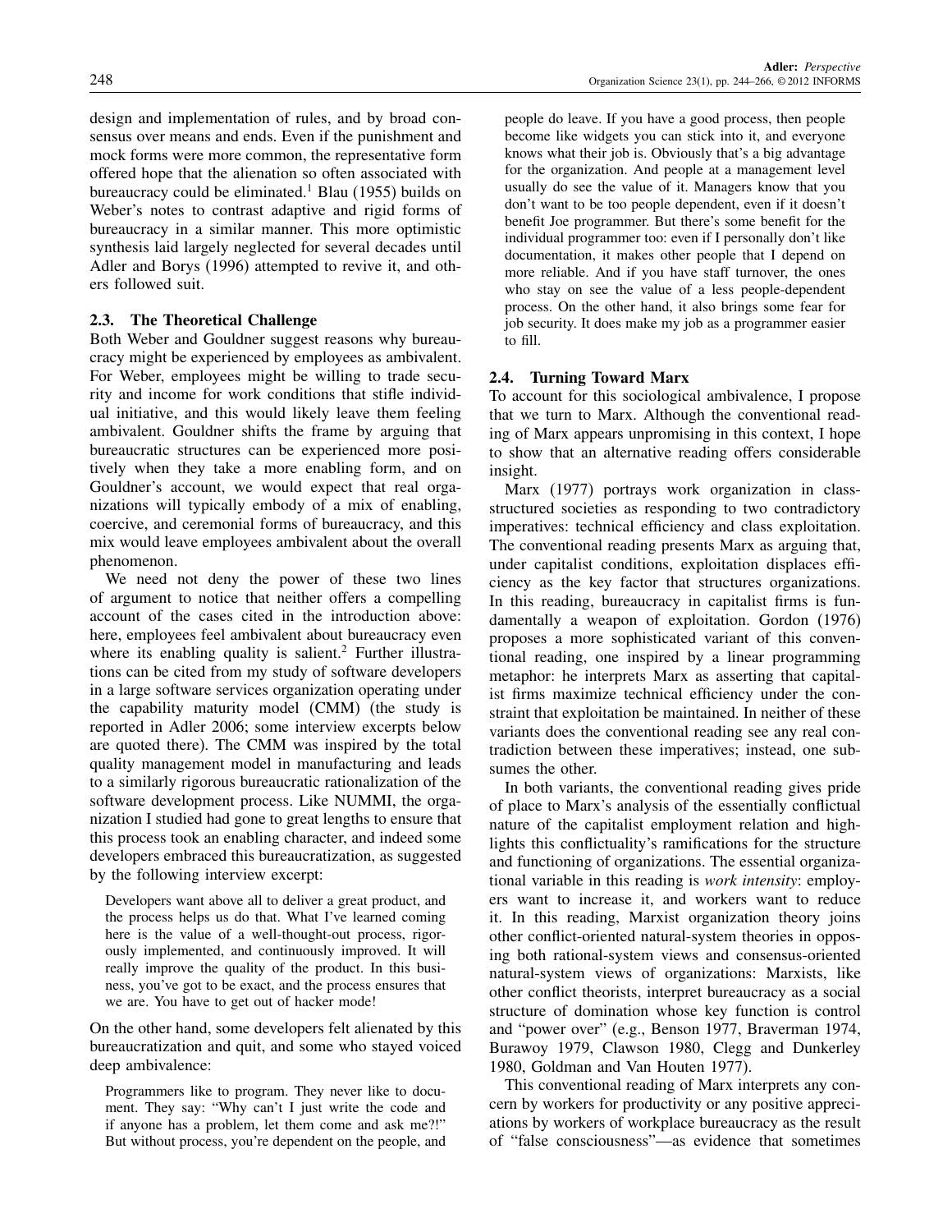design and implementation of rules, and by broad consensus over means and ends. Even if the punishment and mock forms were more common, the representative form offered hope that the alienation so often associated with bureaucracy could be eliminated.[1] Blau (1955) builds on Weber's notes to contrast adaptive and rigid forms of bureaucracy in a similar manner. This more optimistic synthesis laid largely neglected for several decades until Adler and Borys (1996) attempted to revive it, and others followed suit.

### 2.3. The Theoretical Challenge

Both Weber and Gouldner suggest reasons why bureaucracy might be experienced by employees as ambivalent. For Weber, employees might be willing to trade security and income for work conditions that stifle individual initiative, and this would likely leave them feeling ambivalent. Gouldner shifts the frame by arguing that bureaucratic structures can be experienced more positively when they take a more enabling form, and on Gouldner's account, we would expect that real organizations will typically embody of a mix of enabling, coercive, and ceremonial forms of bureaucracy, and this mix would leave employees ambivalent about the overall phenomenon.

We need not deny the power of these two lines of argument to notice that neither offers a compelling account of the cases cited in the introduction above: here, employees feel ambivalent about bureaucracy even where its enabling quality is salient.[2] Further illustrations can be cited from my study of software developers in a large software services organization operating under the capability maturity model (CMM) (the study is reported in Adler 2006; some interview excerpts below are quoted there). The CMM was inspired by the total quality management model in manufacturing and leads to a similarly rigorous bureaucratic rationalization of the software development process. Like NUMMI, the organization I studied had gone to great lengths to ensure that this process took an enabling character, and indeed some developers embraced this bureaucratization, as suggested by the following interview excerpt:

> Developers want above all to deliver a great product, and the process helps us do that. What I've learned coming here is the value of a well-thought-out process, rigorously implemented, and continuously improved. It will really improve the quality of the product. In this business, you've got to be exact, and the process ensures that we are. You have to get out of hacker mode!

On the other hand, some developers felt alienated by this bureaucratization and quit, and some who stayed voiced deep ambivalence:

> Programmers like to program. They never like to document. They say: "Why can't I just write the code and if anyone has a problem, let them come and ask me?!" But without process, you're dependent on the people, and people do leave. If you have a good process, then people become like widgets you can stick into it, and everyone knows what their job is. Obviously that's a big advantage for the organization. And people at a management level usually do see the value of it. Managers know that you don't want to be too people dependent, even if it doesn't benefit Joe programmer. But there's some benefit for the individual programmer too: even if I personally don't like documentation, it makes other people that I depend on more reliable. And if you have staff turnover, the ones who stay on see the value of a less people-dependent process. On the other hand, it also brings some fear for job security. It does make my job as a programmer easier to fill.

### 2.4. Turning Toward Marx

To account for this sociological ambivalence, I propose that we turn to Marx. Although the conventional reading of Marx appears unpromising in this context, I hope to show that an alternative reading offers considerable insight.

Marx (1977) portrays work organization in class-structured societies as responding to two contradictory imperatives: technical efficiency and class exploitation. The conventional reading presents Marx as arguing that, under capitalist conditions, exploitation displaces efficiency as the key factor that structures organizations. In this reading, bureaucracy in capitalist firms is fundamentally a weapon of exploitation. Gordon (1976) proposes a more sophisticated variant of this conventional reading, one inspired by a linear programming metaphor: he interprets Marx as asserting that capitalist firms maximize technical efficiency under the constraint that exploitation be maintained. In neither of these variants does the conventional reading see any real contradiction between these imperatives; instead, one subsumes the other.

In both variants, the conventional reading gives pride of place to Marx's analysis of the essentially conflictual nature of the capitalist employment relation and highlights this conflictuality's ramifications for the structure and functioning of organizations. The essential organizational variable in this reading is *work intensity*: employers want to increase it, and workers want to reduce it. In this reading, Marxist organization theory joins other conflict-oriented natural-system theories in opposing both rational-system views and consensus-oriented natural-system views of organizations: Marxists, like other conflict theorists, interpret bureaucracy as a social structure of domination whose key function is control and "power over" (e.g., Benson 1977, Braverman 1974, Burawoy 1979, Clawson 1980, Clegg and Dunkerley 1980, Goldman and Van Houten 1977).

This conventional reading of Marx interprets any concern by workers for productivity or any positive appreciations by workers of workplace bureaucracy as the result of "false consciousness"—as evidence that sometimes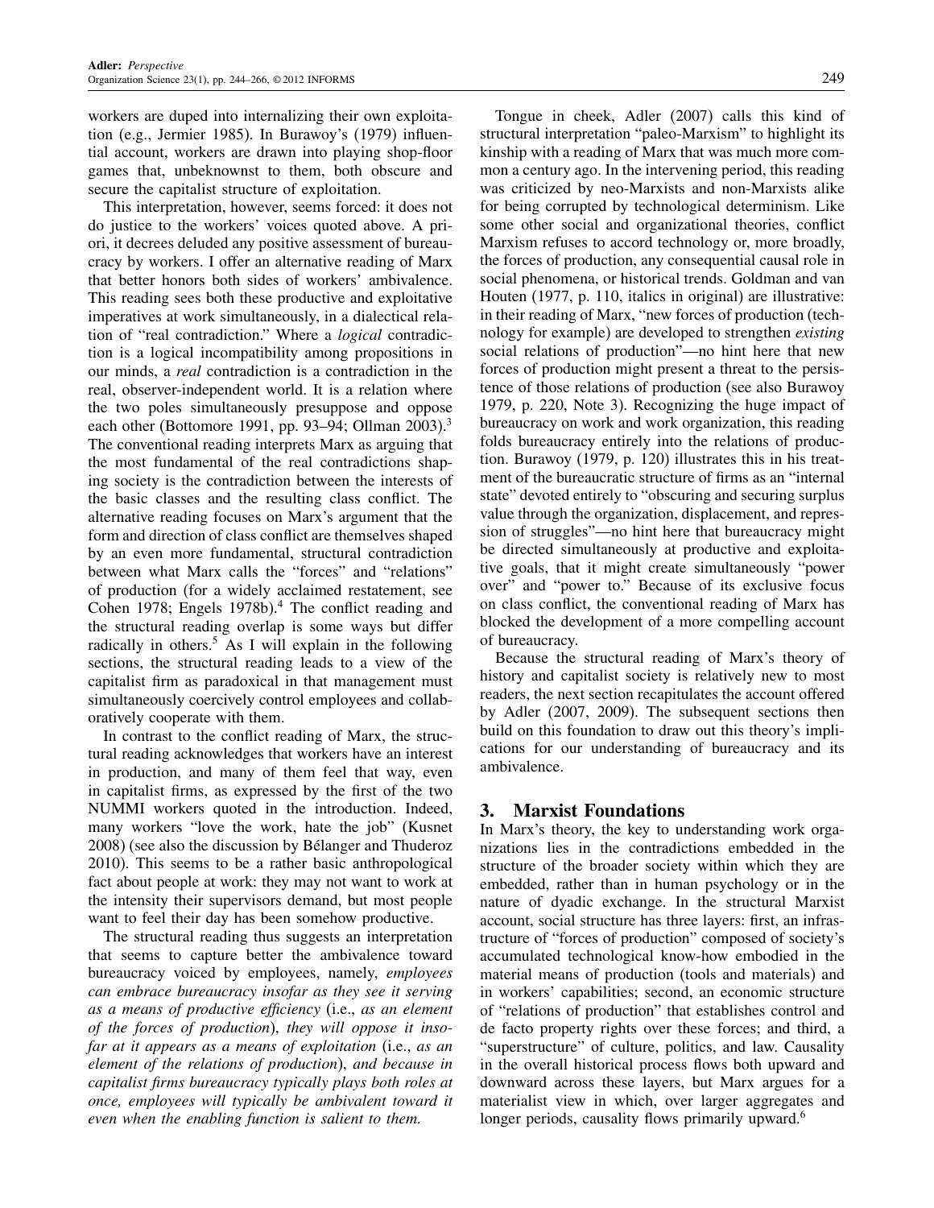workers are duped into internalizing their own exploitation (e.g., Jermier 1985). In Burawoy's (1979) influential account, workers are drawn into playing shop-floor games that, unbeknownst to them, both obscure and secure the capitalist structure of exploitation.

This interpretation, however, seems forced: it does not do justice to the workers' voices quoted above. A priori, it decrees deluded any positive assessment of bureaucracy by workers. I offer an alternative reading of Marx that better honors both sides of workers' ambivalence. This reading sees both these productive and exploitative imperatives at work simultaneously, in a dialectical relation of "real contradiction." Where a *logical* contradiction is a logical incompatibility among propositions in our minds, a *real* contradiction is a contradiction in the real, observer-independent world. It is a relation where the two poles simultaneously presuppose and oppose each other (Bottomore 1991, pp. 93–94; Ollman 2003).[3] The conventional reading interprets Marx as arguing that the most fundamental of the real contradictions shaping society is the contradiction between the interests of the basic classes and the resulting class conflict. The alternative reading focuses on Marx's argument that the form and direction of class conflict are themselves shaped by an even more fundamental, structural contradiction between what Marx calls the "forces" and "relations" of production (for a widely acclaimed restatement, see Cohen 1978; Engels 1978b).[4] The conflict reading and the structural reading overlap is some ways but differ radically in others.[5] As I will explain in the following sections, the structural reading leads to a view of the capitalist firm as paradoxical in that management must simultaneously coercively control employees and collaboratively cooperate with them.

In contrast to the conflict reading of Marx, the structural reading acknowledges that workers have an interest in production, and many of them feel that way, even in capitalist firms, as expressed by the first of the two NUMMI workers quoted in the introduction. Indeed, many workers "love the work, hate the job" (Kusnet 2008) (see also the discussion by Bélanger and Thuderoz 2010). This seems to be a rather basic anthropological fact about people at work: they may not want to work at the intensity their supervisors demand, but most people want to feel their day has been somehow productive.

The structural reading thus suggests an interpretation that seems to capture better the ambivalence toward bureaucracy voiced by employees, namely, *employees can embrace bureaucracy insofar as they see it serving as a means of productive efficiency* (i.e., *as an element of the forces of production*), *they will oppose it insofar at it appears as a means of exploitation* (i.e., *as an element of the relations of production*), *and because in capitalist firms bureaucracy typically plays both roles at once, employees will typically be ambivalent toward it even when the enabling function is salient to them.*

Tongue in cheek, Adler (2007) calls this kind of structural interpretation "paleo-Marxism" to highlight its kinship with a reading of Marx that was much more common a century ago. In the intervening period, this reading was criticized by neo-Marxists and non-Marxists alike for being corrupted by technological determinism. Like some other social and organizational theories, conflict Marxism refuses to accord technology or, more broadly, the forces of production, any consequential causal role in social phenomena, or historical trends. Goldman and van Houten (1977, p. 110, italics in original) are illustrative: in their reading of Marx, "new forces of production (technology for example) are developed to strengthen *existing* social relations of production"—no hint here that new forces of production might present a threat to the persistence of those relations of production (see also Burawoy 1979, p. 220, Note 3). Recognizing the huge impact of bureaucracy on work and work organization, this reading folds bureaucracy entirely into the relations of production. Burawoy (1979, p. 120) illustrates this in his treatment of the bureaucratic structure of firms as an "internal state" devoted entirely to "obscuring and securing surplus value through the organization, displacement, and repression of struggles"—no hint here that bureaucracy might be directed simultaneously at productive and exploitative goals, that it might create simultaneously "power over" and "power to." Because of its exclusive focus on class conflict, the conventional reading of Marx has blocked the development of a more compelling account of bureaucracy.

Because the structural reading of Marx's theory of history and capitalist society is relatively new to most readers, the next section recapitulates the account offered by Adler (2007, 2009). The subsequent sections then build on this foundation to draw out this theory's implications for our understanding of bureaucracy and its ambivalence.

## 3. Marxist Foundations

In Marx's theory, the key to understanding work organizations lies in the contradictions embedded in the structure of the broader society within which they are embedded, rather than in human psychology or in the nature of dyadic exchange. In the structural Marxist account, social structure has three layers: first, an infrastructure of "forces of production" composed of society's accumulated technological know-how embodied in the material means of production (tools and materials) and in workers' capabilities; second, an economic structure of "relations of production" that establishes control and de facto property rights over these forces; and third, a "superstructure" of culture, politics, and law. Causality in the overall historical process flows both upward and downward across these layers, but Marx argues for a materialist view in which, over larger aggregates and longer periods, causality flows primarily upward.[6]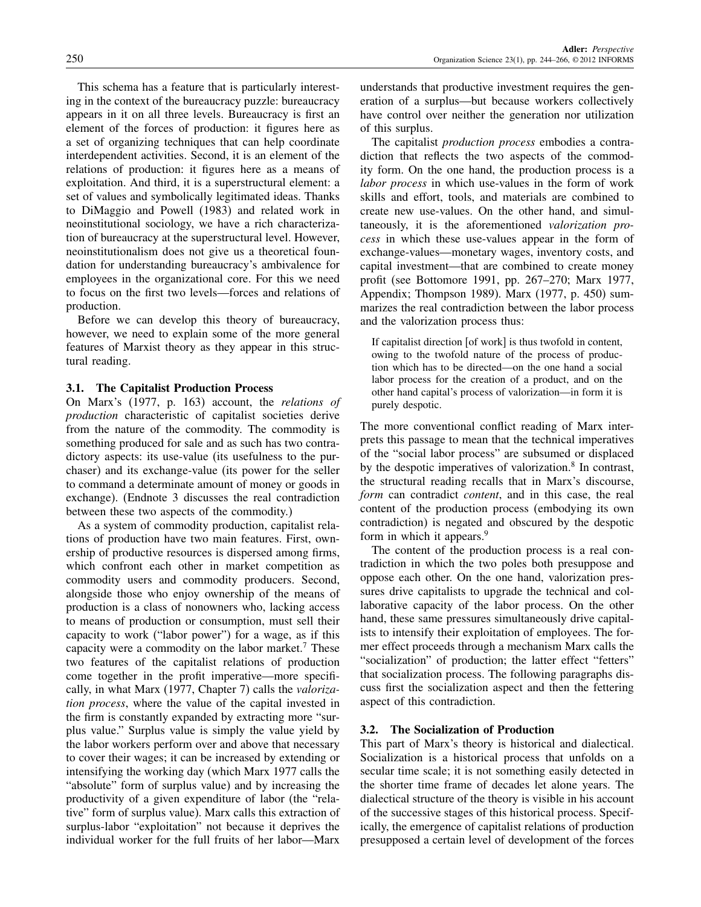This schema has a feature that is particularly interesting in the context of the bureaucracy puzzle: bureaucracy appears in it on all three levels. Bureaucracy is first an element of the forces of production: it figures here as a set of organizing techniques that can help coordinate interdependent activities. Second, it is an element of the relations of production: it figures here as a means of exploitation. And third, it is a superstructural element: a set of values and symbolically legitimated ideas. Thanks to DiMaggio and Powell (1983) and related work in neoinstitutional sociology, we have a rich characterization of bureaucracy at the superstructural level. However, neoinstitutionalism does not give us a theoretical foundation for understanding bureaucracy's ambivalence for employees in the organizational core. For this we need to focus on the first two levels—forces and relations of production.

Before we can develop this theory of bureaucracy, however, we need to explain some of the more general features of Marxist theory as they appear in this structural reading.

### 3.1. The Capitalist Production Process

On Marx's (1977, p. 163) account, the *relations of production* characteristic of capitalist societies derive from the nature of the commodity. The commodity is something produced for sale and as such has two contradictory aspects: its use-value (its usefulness to the purchaser) and its exchange-value (its power for the seller to command a determinate amount of money or goods in exchange). (Endnote 3 discusses the real contradiction between these two aspects of the commodity.)

As a system of commodity production, capitalist relations of production have two main features. First, ownership of productive resources is dispersed among firms, which confront each other in market competition as commodity users and commodity producers. Second, alongside those who enjoy ownership of the means of production is a class of nonowners who, lacking access to means of production or consumption, must sell their capacity to work ("labor power") for a wage, as if this capacity were a commodity on the labor market.[7] These two features of the capitalist relations of production come together in the profit imperative—more specifically, in what Marx (1977, Chapter 7) calls the *valorization process*, where the value of the capital invested in the firm is constantly expanded by extracting more "surplus value." Surplus value is simply the value yield by the labor workers perform over and above that necessary to cover their wages; it can be increased by extending or intensifying the working day (which Marx 1977 calls the "absolute" form of surplus value) and by increasing the productivity of a given expenditure of labor (the "relative" form of surplus value). Marx calls this extraction of surplus-labor "exploitation" not because it deprives the individual worker for the full fruits of her labor—Marx understands that productive investment requires the generation of a surplus—but because workers collectively have control over neither the generation nor utilization of this surplus.

The capitalist *production process* embodies a contradiction that reflects the two aspects of the commodity form. On the one hand, the production process is a *labor process* in which use-values in the form of work skills and effort, tools, and materials are combined to create new use-values. On the other hand, and simultaneously, it is the aforementioned *valorization process* in which these use-values appear in the form of exchange-values—monetary wages, inventory costs, and capital investment—that are combined to create money profit (see Bottomore 1991, pp. 267–270; Marx 1977, Appendix; Thompson 1989). Marx (1977, p. 450) summarizes the real contradiction between the labor process and the valorization process thus:

> If capitalist direction [of work] is thus twofold in content, owing to the twofold nature of the process of production which has to be directed—on the one hand a social labor process for the creation of a product, and on the other hand capital's process of valorization—in form it is purely despotic.

The more conventional conflict reading of Marx interprets this passage to mean that the technical imperatives of the "social labor process" are subsumed or displaced by the despotic imperatives of valorization.[8] In contrast, the structural reading recalls that in Marx's discourse, *form* can contradict *content*, and in this case, the real content of the production process (embodying its own contradiction) is negated and obscured by the despotic form in which it appears.[9]

The content of the production process is a real contradiction in which the two poles both presuppose and oppose each other. On the one hand, valorization pressures drive capitalists to upgrade the technical and collaborative capacity of the labor process. On the other hand, these same pressures simultaneously drive capitalists to intensify their exploitation of employees. The former effect proceeds through a mechanism Marx calls the "socialization" of production; the latter effect "fetters" that socialization process. The following paragraphs discuss first the socialization aspect and then the fettering aspect of this contradiction.

### 3.2. The Socialization of Production

This part of Marx's theory is historical and dialectical. Socialization is a historical process that unfolds on a secular time scale; it is not something easily detected in the shorter time frame of decades let alone years. The dialectical structure of the theory is visible in his account of the successive stages of this historical process. Specifically, the emergence of capitalist relations of production presupposed a certain level of development of the forces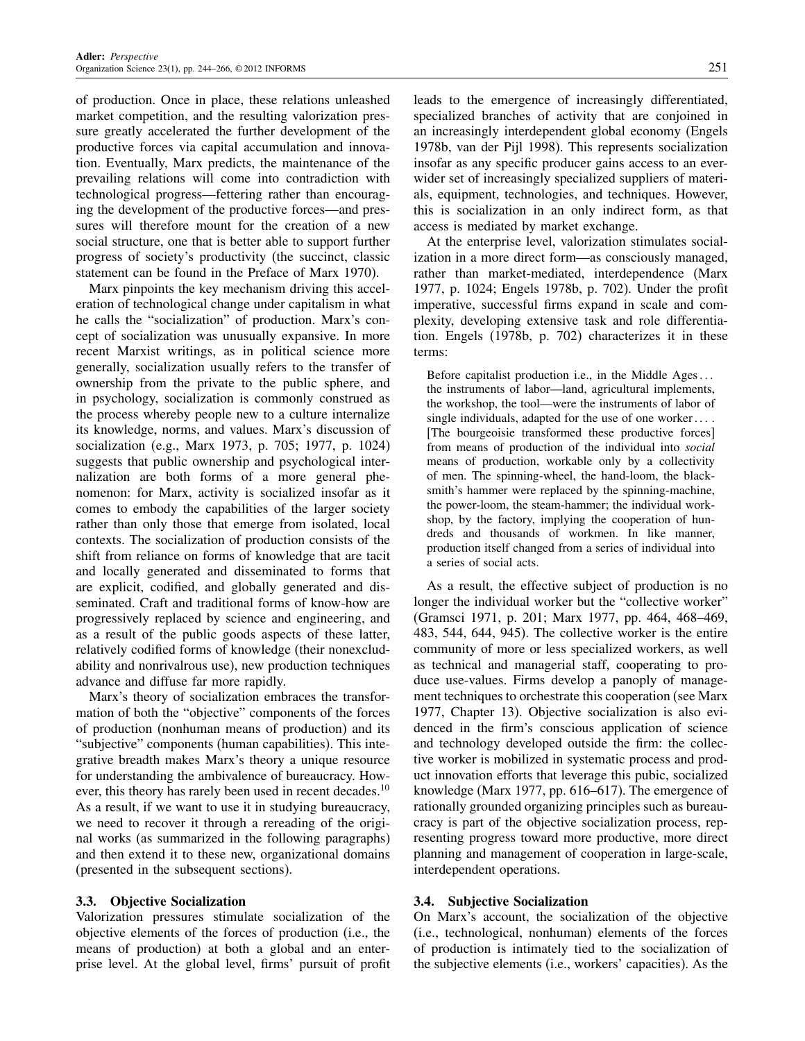of production. Once in place, these relations unleashed market competition, and the resulting valorization pressure greatly accelerated the further development of the productive forces via capital accumulation and innovation. Eventually, Marx predicts, the maintenance of the prevailing relations will come into contradiction with technological progress—fettering rather than encouraging the development of the productive forces—and pressures will therefore mount for the creation of a new social structure, one that is better able to support further progress of society's productivity (the succinct, classic statement can be found in the Preface of Marx 1970).

Marx pinpoints the key mechanism driving this acceleration of technological change under capitalism in what he calls the "socialization" of production. Marx's concept of socialization was unusually expansive. In more recent Marxist writings, as in political science more generally, socialization usually refers to the transfer of ownership from the private to the public sphere, and in psychology, socialization is commonly construed as the process whereby people new to a culture internalize its knowledge, norms, and values. Marx's discussion of socialization (e.g., Marx 1973, p. 705; 1977, p. 1024) suggests that public ownership and psychological internalization are both forms of a more general phenomenon: for Marx, activity is socialized insofar as it comes to embody the capabilities of the larger society rather than only those that emerge from isolated, local contexts. The socialization of production consists of the shift from reliance on forms of knowledge that are tacit and locally generated and disseminated to forms that are explicit, codified, and globally generated and disseminated. Craft and traditional forms of know-how are progressively replaced by science and engineering, and as a result of the public goods aspects of these latter, relatively codified forms of knowledge (their nonexcludability and nonrivalrous use), new production techniques advance and diffuse far more rapidly.

Marx's theory of socialization embraces the transformation of both the "objective" components of the forces of production (nonhuman means of production) and its "subjective" components (human capabilities). This integrative breadth makes Marx's theory a unique resource for understanding the ambivalence of bureaucracy. However, this theory has rarely been used in recent decades.[10] As a result, if we want to use it in studying bureaucracy, we need to recover it through a rereading of the original works (as summarized in the following paragraphs) and then extend it to these new, organizational domains (presented in the subsequent sections).

### 3.3. Objective Socialization

Valorization pressures stimulate socialization of the objective elements of the forces of production (i.e., the means of production) at both a global and an enterprise level. At the global level, firms' pursuit of profit leads to the emergence of increasingly differentiated, specialized branches of activity that are conjoined in an increasingly interdependent global economy (Engels 1978b, van der Pijl 1998). This represents socialization insofar as any specific producer gains access to an ever-wider set of increasingly specialized suppliers of materials, equipment, technologies, and techniques. However, this is socialization in an only indirect form, as that access is mediated by market exchange.

At the enterprise level, valorization stimulates socialization in a more direct form—as consciously managed, rather than market-mediated, interdependence (Marx 1977, p. 1024; Engels 1978b, p. 702). Under the profit imperative, successful firms expand in scale and complexity, developing extensive task and role differentiation. Engels (1978b, p. 702) characterizes it in these terms:

> Before capitalist production i.e., in the Middle Ages . . . the instruments of labor—land, agricultural implements, the workshop, the tool—were the instruments of labor of single individuals, adapted for the use of one worker . . . . [The bourgeoisie transformed these productive forces] from means of production of the individual into *social* means of production, workable only by a collectivity of men. The spinning-wheel, the hand-loom, the blacksmith's hammer were replaced by the spinning-machine, the power-loom, the steam-hammer; the individual workshop, by the factory, implying the cooperation of hundreds and thousands of workmen. In like manner, production itself changed from a series of individual into a series of social acts.

As a result, the effective subject of production is no longer the individual worker but the "collective worker" (Gramsci 1971, p. 201; Marx 1977, pp. 464, 468–469, 483, 544, 644, 945). The collective worker is the entire community of more or less specialized workers, as well as technical and managerial staff, cooperating to produce use-values. Firms develop a panoply of management techniques to orchestrate this cooperation (see Marx 1977, Chapter 13). Objective socialization is also evidenced in the firm's conscious application of science and technology developed outside the firm: the collective worker is mobilized in systematic process and product innovation efforts that leverage this pubic, socialized knowledge (Marx 1977, pp. 616–617). The emergence of rationally grounded organizing principles such as bureaucracy is part of the objective socialization process, representing progress toward more productive, more direct planning and management of cooperation in large-scale, interdependent operations.

### 3.4. Subjective Socialization

On Marx's account, the socialization of the objective (i.e., technological, nonhuman) elements of the forces of production is intimately tied to the socialization of the subjective elements (i.e., workers' capacities). As the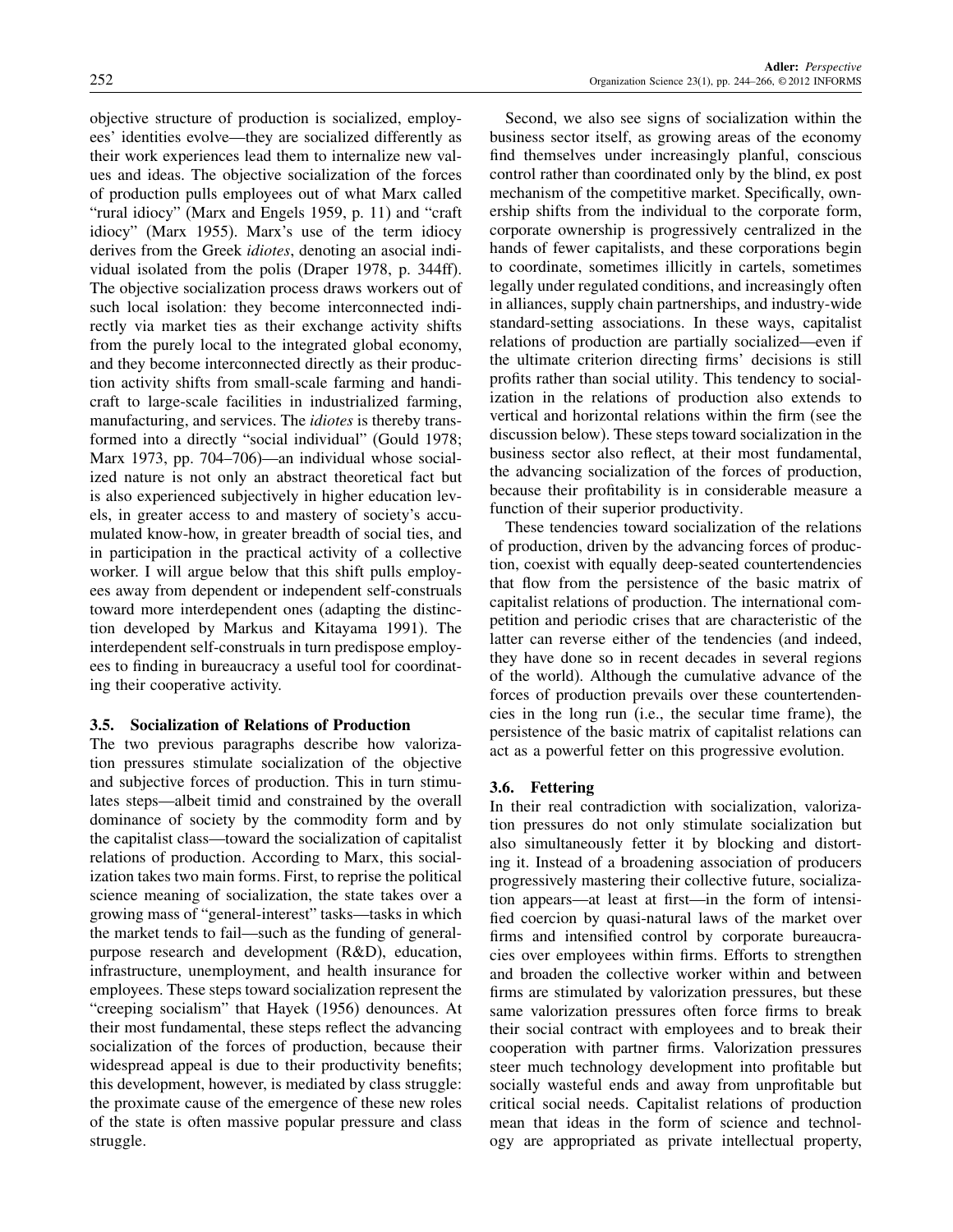objective structure of production is socialized, employees' identities evolve—they are socialized differently as their work experiences lead them to internalize new values and ideas. The objective socialization of the forces of production pulls employees out of what Marx called "rural idiocy" (Marx and Engels 1959, p. 11) and "craft idiocy" (Marx 1955). Marx's use of the term idiocy derives from the Greek *idiotes*, denoting an asocial individual isolated from the polis (Draper 1978, p. 344ff). The objective socialization process draws workers out of such local isolation: they become interconnected indirectly via market ties as their exchange activity shifts from the purely local to the integrated global economy, and they become interconnected directly as their production activity shifts from small-scale farming and handicraft to large-scale facilities in industrialized farming, manufacturing, and services. The *idiotes* is thereby transformed into a directly "social individual" (Gould 1978; Marx 1973, pp. 704–706)—an individual whose socialized nature is not only an abstract theoretical fact but is also experienced subjectively in higher education levels, in greater access to and mastery of society's accumulated know-how, in greater breadth of social ties, and in participation in the practical activity of a collective worker. I will argue below that this shift pulls employees away from dependent or independent self-construals toward more interdependent ones (adapting the distinction developed by Markus and Kitayama 1991). The interdependent self-construals in turn predispose employees to finding in bureaucracy a useful tool for coordinating their cooperative activity.

### 3.5. Socialization of Relations of Production

The two previous paragraphs describe how valorization pressures stimulate socialization of the objective and subjective forces of production. This in turn stimulates steps—albeit timid and constrained by the overall dominance of society by the commodity form and by the capitalist class—toward the socialization of capitalist relations of production. According to Marx, this socialization takes two main forms. First, to reprise the political science meaning of socialization, the state takes over a growing mass of "general-interest" tasks—tasks in which the market tends to fail—such as the funding of general-purpose research and development (R&D), education, infrastructure, unemployment, and health insurance for employees. These steps toward socialization represent the "creeping socialism" that Hayek (1956) denounces. At their most fundamental, these steps reflect the advancing socialization of the forces of production, because their widespread appeal is due to their productivity benefits; this development, however, is mediated by class struggle: the proximate cause of the emergence of these new roles of the state is often massive popular pressure and class struggle.

Second, we also see signs of socialization within the business sector itself, as growing areas of the economy find themselves under increasingly planful, conscious control rather than coordinated only by the blind, ex post mechanism of the competitive market. Specifically, ownership shifts from the individual to the corporate form, corporate ownership is progressively centralized in the hands of fewer capitalists, and these corporations begin to coordinate, sometimes illicitly in cartels, sometimes legally under regulated conditions, and increasingly often in alliances, supply chain partnerships, and industry-wide standard-setting associations. In these ways, capitalist relations of production are partially socialized—even if the ultimate criterion directing firms' decisions is still profits rather than social utility. This tendency to socialization in the relations of production also extends to vertical and horizontal relations within the firm (see the discussion below). These steps toward socialization in the business sector also reflect, at their most fundamental, the advancing socialization of the forces of production, because their profitability is in considerable measure a function of their superior productivity.

These tendencies toward socialization of the relations of production, driven by the advancing forces of production, coexist with equally deep-seated countertendencies that flow from the persistence of the basic matrix of capitalist relations of production. The international competition and periodic crises that are characteristic of the latter can reverse either of the tendencies (and indeed, they have done so in recent decades in several regions of the world). Although the cumulative advance of the forces of production prevails over these countertendencies in the long run (i.e., the secular time frame), the persistence of the basic matrix of capitalist relations can act as a powerful fetter on this progressive evolution.

### 3.6. Fettering

In their real contradiction with socialization, valorization pressures do not only stimulate socialization but also simultaneously fetter it by blocking and distorting it. Instead of a broadening association of producers progressively mastering their collective future, socialization appears—at least at first—in the form of intensified coercion by quasi-natural laws of the market over firms and intensified control by corporate bureaucracies over employees within firms. Efforts to strengthen and broaden the collective worker within and between firms are stimulated by valorization pressures, but these same valorization pressures often force firms to break their social contract with employees and to break their cooperation with partner firms. Valorization pressures steer much technology development into profitable but socially wasteful ends and away from unprofitable but critical social needs. Capitalist relations of production mean that ideas in the form of science and technology are appropriated as private intellectual property,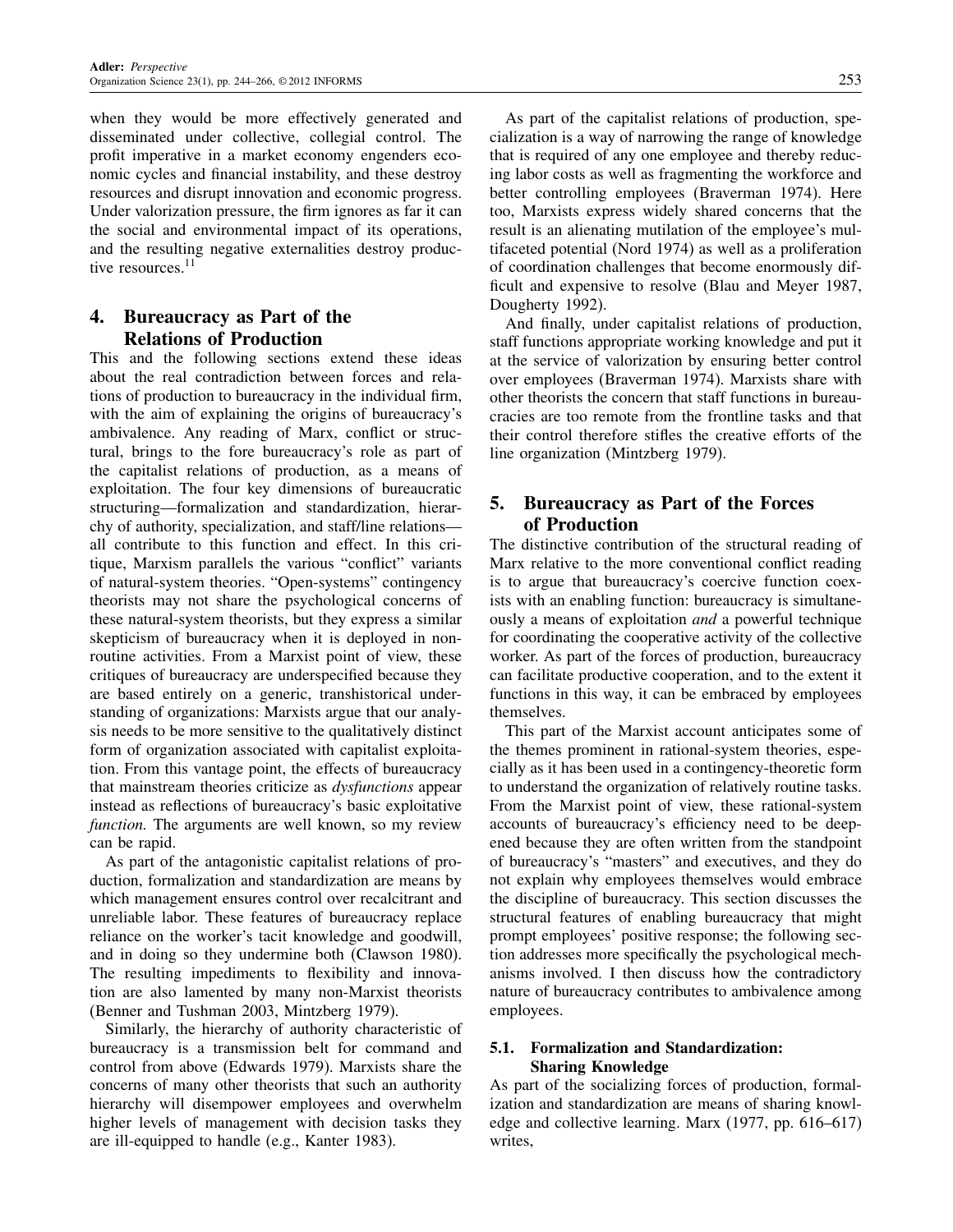when they would be more effectively generated and disseminated under collective, collegial control. The profit imperative in a market economy engenders economic cycles and financial instability, and these destroy resources and disrupt innovation and economic progress. Under valorization pressure, the firm ignores as far it can the social and environmental impact of its operations, and the resulting negative externalities destroy productive resources.[11]

## 4. Bureaucracy as Part of the Relations of Production

This and the following sections extend these ideas about the real contradiction between forces and relations of production to bureaucracy in the individual firm, with the aim of explaining the origins of bureaucracy's ambivalence. Any reading of Marx, conflict or structural, brings to the fore bureaucracy's role as part of the capitalist relations of production, as a means of exploitation. The four key dimensions of bureaucratic structuring—formalization and standardization, hierarchy of authority, specialization, and staff/line relations—all contribute to this function and effect. In this critique, Marxism parallels the various "conflict" variants of natural-system theories. "Open-systems" contingency theorists may not share the psychological concerns of these natural-system theorists, but they express a similar skepticism of bureaucracy when it is deployed in nonroutine activities. From a Marxist point of view, these critiques of bureaucracy are underspecified because they are based entirely on a generic, transhistorical understanding of organizations: Marxists argue that our analysis needs to be more sensitive to the qualitatively distinct form of organization associated with capitalist exploitation. From this vantage point, the effects of bureaucracy that mainstream theories criticize as *dysfunctions* appear instead as reflections of bureaucracy's basic exploitative *function*. The arguments are well known, so my review can be rapid.

As part of the antagonistic capitalist relations of production, formalization and standardization are means by which management ensures control over recalcitrant and unreliable labor. These features of bureaucracy replace reliance on the worker's tacit knowledge and goodwill, and in doing so they undermine both (Clawson 1980). The resulting impediments to flexibility and innovation are also lamented by many non-Marxist theorists (Benner and Tushman 2003, Mintzberg 1979).

Similarly, the hierarchy of authority characteristic of bureaucracy is a transmission belt for command and control from above (Edwards 1979). Marxists share the concerns of many other theorists that such an authority hierarchy will disempower employees and overwhelm higher levels of management with decision tasks they are ill-equipped to handle (e.g., Kanter 1983).

As part of the capitalist relations of production, specialization is a way of narrowing the range of knowledge that is required of any one employee and thereby reducing labor costs as well as fragmenting the workforce and better controlling employees (Braverman 1974). Here too, Marxists express widely shared concerns that the result is an alienating mutilation of the employee's multifaceted potential (Nord 1974) as well as a proliferation of coordination challenges that become enormously difficult and expensive to resolve (Blau and Meyer 1987, Dougherty 1992).

And finally, under capitalist relations of production, staff functions appropriate working knowledge and put it at the service of valorization by ensuring better control over employees (Braverman 1974). Marxists share with other theorists the concern that staff functions in bureaucracies are too remote from the frontline tasks and that their control therefore stifles the creative efforts of the line organization (Mintzberg 1979).

## 5. Bureaucracy as Part of the Forces of Production

The distinctive contribution of the structural reading of Marx relative to the more conventional conflict reading is to argue that bureaucracy's coercive function coexists with an enabling function: bureaucracy is simultaneously a means of exploitation *and* a powerful technique for coordinating the cooperative activity of the collective worker. As part of the forces of production, bureaucracy can facilitate productive cooperation, and to the extent it functions in this way, it can be embraced by employees themselves.

This part of the Marxist account anticipates some of the themes prominent in rational-system theories, especially as it has been used in a contingency-theoretic form to understand the organization of relatively routine tasks. From the Marxist point of view, these rational-system accounts of bureaucracy's efficiency need to be deepened because they are often written from the standpoint of bureaucracy's "masters" and executives, and they do not explain why employees themselves would embrace the discipline of bureaucracy. This section discusses the structural features of enabling bureaucracy that might prompt employees' positive response; the following section addresses more specifically the psychological mechanisms involved. I then discuss how the contradictory nature of bureaucracy contributes to ambivalence among employees.

### 5.1. Formalization and Standardization: Sharing Knowledge

As part of the socializing forces of production, formalization and standardization are means of sharing knowledge and collective learning. Marx (1977, pp. 616–617) writes,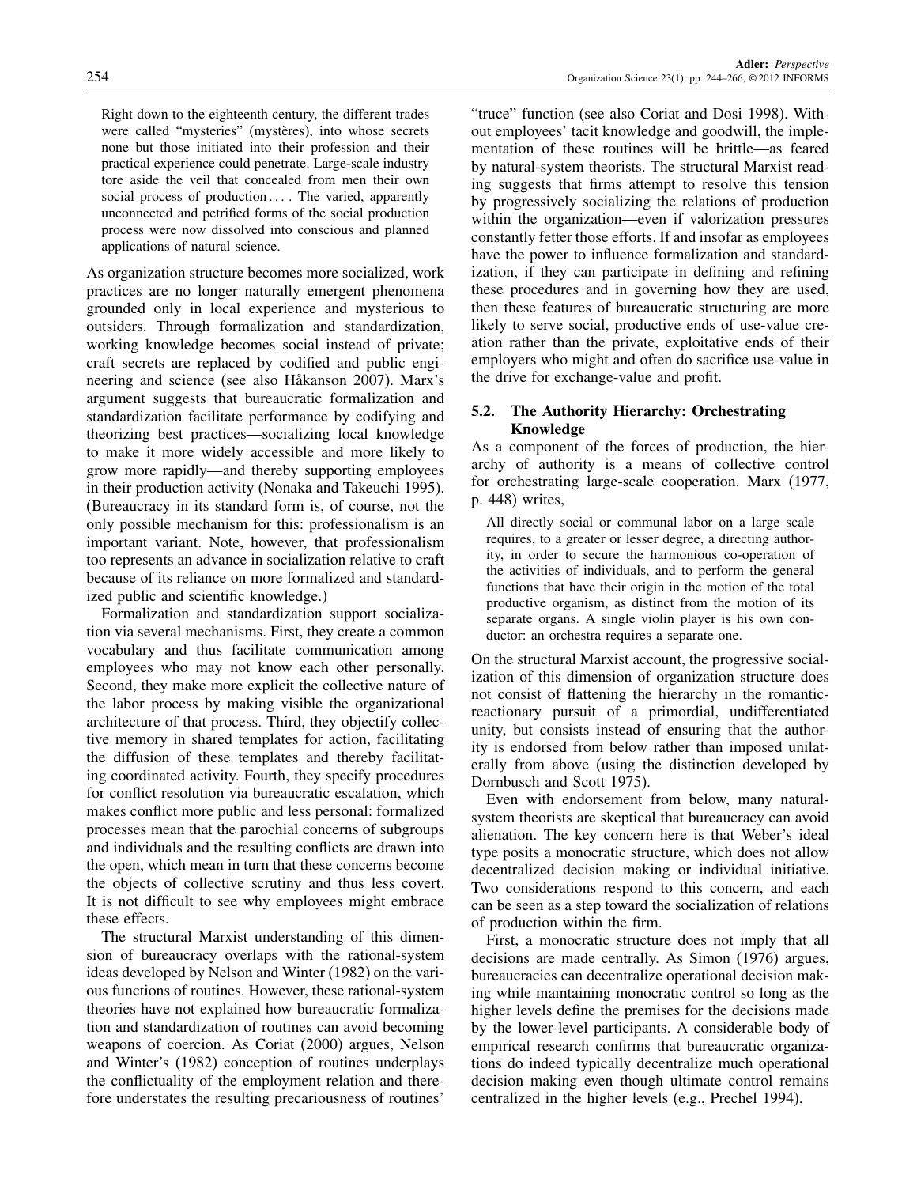> Right down to the eighteenth century, the different trades were called "mysteries" (mystères), into whose secrets none but those initiated into their profession and their practical experience could penetrate. Large-scale industry tore aside the veil that concealed from men their own social process of production . . . . The varied, apparently unconnected and petrified forms of the social production process were now dissolved into conscious and planned applications of natural science.

As organization structure becomes more socialized, work practices are no longer naturally emergent phenomena grounded only in local experience and mysterious to outsiders. Through formalization and standardization, working knowledge becomes social instead of private; craft secrets are replaced by codified and public engineering and science (see also Håkanson 2007). Marx's argument suggests that bureaucratic formalization and standardization facilitate performance by codifying and theorizing best practices—socializing local knowledge to make it more widely accessible and more likely to grow more rapidly—and thereby supporting employees in their production activity (Nonaka and Takeuchi 1995). (Bureaucracy in its standard form is, of course, not the only possible mechanism for this: professionalism is an important variant. Note, however, that professionalism too represents an advance in socialization relative to craft because of its reliance on more formalized and standardized public and scientific knowledge.)

Formalization and standardization support socialization via several mechanisms. First, they create a common vocabulary and thus facilitate communication among employees who may not know each other personally. Second, they make more explicit the collective nature of the labor process by making visible the organizational architecture of that process. Third, they objectify collective memory in shared templates for action, facilitating the diffusion of these templates and thereby facilitating coordinated activity. Fourth, they specify procedures for conflict resolution via bureaucratic escalation, which makes conflict more public and less personal: formalized processes mean that the parochial concerns of subgroups and individuals and the resulting conflicts are drawn into the open, which mean in turn that these concerns become the objects of collective scrutiny and thus less covert. It is not difficult to see why employees might embrace these effects.

The structural Marxist understanding of this dimension of bureaucracy overlaps with the rational-system ideas developed by Nelson and Winter (1982) on the various functions of routines. However, these rational-system theories have not explained how bureaucratic formalization and standardization of routines can avoid becoming weapons of coercion. As Coriat (2000) argues, Nelson and Winter's (1982) conception of routines underplays the conflictuality of the employment relation and therefore understates the resulting precariousness of routines' "truce" function (see also Coriat and Dosi 1998). Without employees' tacit knowledge and goodwill, the implementation of these routines will be brittle—as feared by natural-system theorists. The structural Marxist reading suggests that firms attempt to resolve this tension by progressively socializing the relations of production within the organization—even if valorization pressures constantly fetter those efforts. If and insofar as employees have the power to influence formalization and standardization, if they can participate in defining and refining these procedures and in governing how they are used, then these features of bureaucratic structuring are more likely to serve social, productive ends of use-value creation rather than the private, exploitative ends of their employers who might and often do sacrifice use-value in the drive for exchange-value and profit.

### 5.2. The Authority Hierarchy: Orchestrating Knowledge

As a component of the forces of production, the hierarchy of authority is a means of collective control for orchestrating large-scale cooperation. Marx (1977, p. 448) writes,

> All directly social or communal labor on a large scale requires, to a greater or lesser degree, a directing authority, in order to secure the harmonious co-operation of the activities of individuals, and to perform the general functions that have their origin in the motion of the total productive organism, as distinct from the motion of its separate organs. A single violin player is his own conductor: an orchestra requires a separate one.

On the structural Marxist account, the progressive socialization of this dimension of organization structure does not consist of flattening the hierarchy in the romantic-reactionary pursuit of a primordial, undifferentiated unity, but consists instead of ensuring that the authority is endorsed from below rather than imposed unilaterally from above (using the distinction developed by Dornbusch and Scott 1975).

Even with endorsement from below, many natural-system theorists are skeptical that bureaucracy can avoid alienation. The key concern here is that Weber's ideal type posits a monocratic structure, which does not allow decentralized decision making or individual initiative. Two considerations respond to this concern, and each can be seen as a step toward the socialization of relations of production within the firm.

First, a monocratic structure does not imply that all decisions are made centrally. As Simon (1976) argues, bureaucracies can decentralize operational decision making while maintaining monocratic control so long as the higher levels define the premises for the decisions made by the lower-level participants. A considerable body of empirical research confirms that bureaucratic organizations do indeed typically decentralize much operational decision making even though ultimate control remains centralized in the higher levels (e.g., Prechel 1994).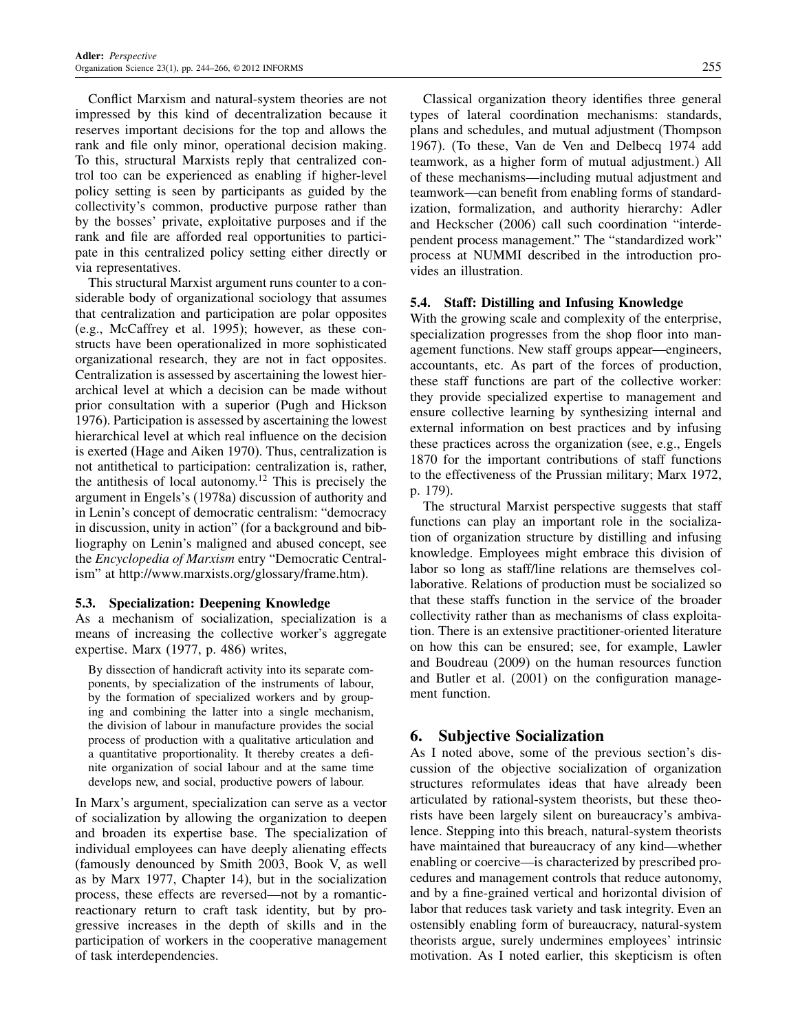Conflict Marxism and natural-system theories are not impressed by this kind of decentralization because it reserves important decisions for the top and allows the rank and file only minor, operational decision making. To this, structural Marxists reply that centralized control too can be experienced as enabling if higher-level policy setting is seen by participants as guided by the collectivity's common, productive purpose rather than by the bosses' private, exploitative purposes and if the rank and file are afforded real opportunities to participate in this centralized policy setting either directly or via representatives.

This structural Marxist argument runs counter to a considerable body of organizational sociology that assumes that centralization and participation are polar opposites (e.g., McCaffrey et al. 1995); however, as these constructs have been operationalized in more sophisticated organizational research, they are not in fact opposites. Centralization is assessed by ascertaining the lowest hierarchical level at which a decision can be made without prior consultation with a superior (Pugh and Hickson 1976). Participation is assessed by ascertaining the lowest hierarchical level at which real influence on the decision is exerted (Hage and Aiken 1970). Thus, centralization is not antithetical to participation: centralization is, rather, the antithesis of local autonomy.[12] This is precisely the argument in Engels's (1978a) discussion of authority and in Lenin's concept of democratic centralism: "democracy in discussion, unity in action" (for a background and bibliography on Lenin's maligned and abused concept, see the *Encyclopedia of Marxism* entry "Democratic Centralism" at http://www.marxists.org/glossary/frame.htm).

### 5.3. Specialization: Deepening Knowledge

As a mechanism of socialization, specialization is a means of increasing the collective worker's aggregate expertise. Marx (1977, p. 486) writes,

> By dissection of handicraft activity into its separate components, by specialization of the instruments of labour, by the formation of specialized workers and by grouping and combining the latter into a single mechanism, the division of labour in manufacture provides the social process of production with a qualitative articulation and a quantitative proportionality. It thereby creates a definite organization of social labour and at the same time develops new, and social, productive powers of labour.

In Marx's argument, specialization can serve as a vector of socialization by allowing the organization to deepen and broaden its expertise base. The specialization of individual employees can have deeply alienating effects (famously denounced by Smith 2003, Book V, as well as by Marx 1977, Chapter 14), but in the socialization process, these effects are reversed—not by a romantic-reactionary return to craft task identity, but by progressive increases in the depth of skills and in the participation of workers in the cooperative management of task interdependencies.

Classical organization theory identifies three general types of lateral coordination mechanisms: standards, plans and schedules, and mutual adjustment (Thompson 1967). (To these, Van de Ven and Delbecq 1974 add teamwork, as a higher form of mutual adjustment.) All of these mechanisms—including mutual adjustment and teamwork—can benefit from enabling forms of standardization, formalization, and authority hierarchy: Adler and Heckscher (2006) call such coordination "interdependent process management." The "standardized work" process at NUMMI described in the introduction provides an illustration.

### 5.4. Staff: Distilling and Infusing Knowledge

With the growing scale and complexity of the enterprise, specialization progresses from the shop floor into management functions. New staff groups appear—engineers, accountants, etc. As part of the forces of production, these staff functions are part of the collective worker: they provide specialized expertise to management and ensure collective learning by synthesizing internal and external information on best practices and by infusing these practices across the organization (see, e.g., Engels 1870 for the important contributions of staff functions to the effectiveness of the Prussian military; Marx 1972, p. 179).

The structural Marxist perspective suggests that staff functions can play an important role in the socialization of organization structure by distilling and infusing knowledge. Employees might embrace this division of labor so long as staff/line relations are themselves collaborative. Relations of production must be socialized so that these staffs function in the service of the broader collectivity rather than as mechanisms of class exploitation. There is an extensive practitioner-oriented literature on how this can be ensured; see, for example, Lawler and Boudreau (2009) on the human resources function and Butler et al. (2001) on the configuration management function.

## 6. Subjective Socialization

As I noted above, some of the previous section's discussion of the objective socialization of organization structures reformulates ideas that have already been articulated by rational-system theorists, but these theorists have been largely silent on bureaucracy's ambivalence. Stepping into this breach, natural-system theorists have maintained that bureaucracy of any kind—whether enabling or coercive—is characterized by prescribed procedures and management controls that reduce autonomy, and by a fine-grained vertical and horizontal division of labor that reduces task variety and task integrity. Even an ostensibly enabling form of bureaucracy, natural-system theorists argue, surely undermines employees' intrinsic motivation. As I noted earlier, this skepticism is often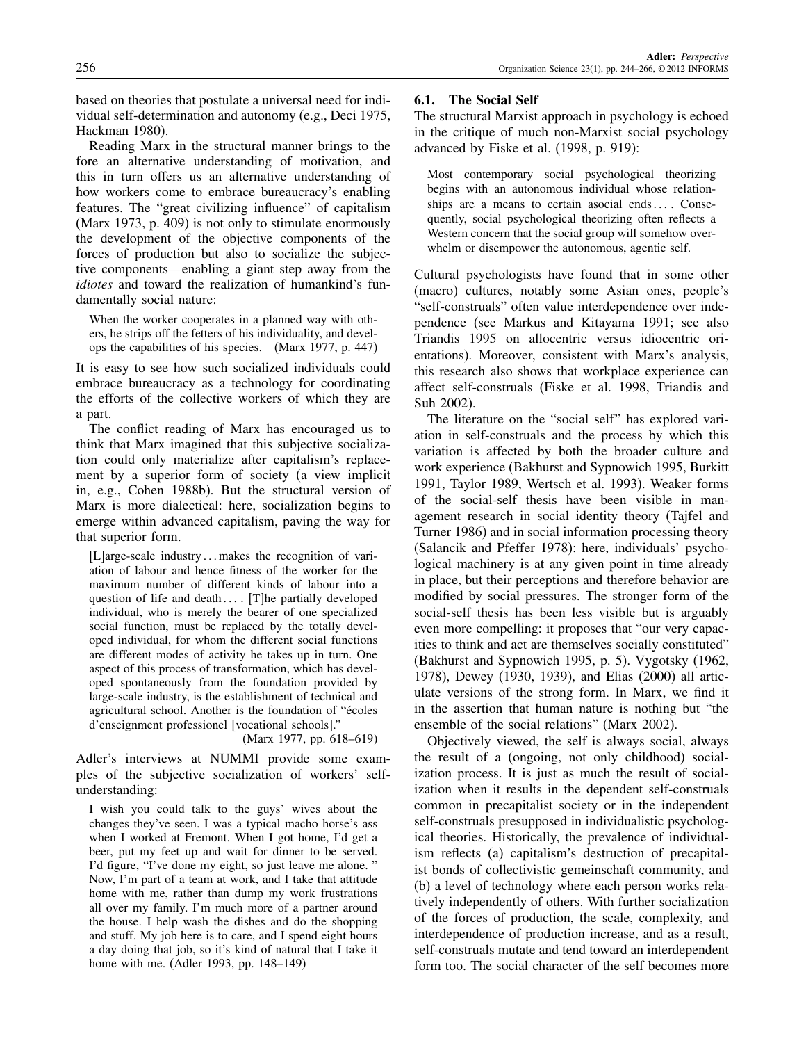based on theories that postulate a universal need for individual self-determination and autonomy (e.g., Deci 1975, Hackman 1980).

Reading Marx in the structural manner brings to the fore an alternative understanding of motivation, and this in turn offers us an alternative understanding of how workers come to embrace bureaucracy's enabling features. The "great civilizing influence" of capitalism (Marx 1973, p. 409) is not only to stimulate enormously the development of the objective components of the forces of production but also to socialize the subjective components—enabling a giant step away from the *idiotes* and toward the realization of humankind's fundamentally social nature:

> When the worker cooperates in a planned way with others, he strips off the fetters of his individuality, and develops the capabilities of his species. (Marx 1977, p. 447)

It is easy to see how such socialized individuals could embrace bureaucracy as a technology for coordinating the efforts of the collective workers of which they are a part.

The conflict reading of Marx has encouraged us to think that Marx imagined that this subjective socialization could only materialize after capitalism's replacement by a superior form of society (a view implicit in, e.g., Cohen 1988b). But the structural version of Marx is more dialectical: here, socialization begins to emerge within advanced capitalism, paving the way for that superior form.

> [L]arge-scale industry . . . makes the recognition of variation of labour and hence fitness of the worker for the maximum number of different kinds of labour into a question of life and death . . . . [T]he partially developed individual, who is merely the bearer of one specialized social function, must be replaced by the totally developed individual, for whom the different social functions are different modes of activity he takes up in turn. One aspect of this process of transformation, which has developed spontaneously from the foundation provided by large-scale industry, is the establishment of technical and agricultural school. Another is the foundation of "écoles d'enseignment professionel [vocational schools]."
> (Marx 1977, pp. 618–619)

Adler's interviews at NUMMI provide some examples of the subjective socialization of workers' self-understanding:

> I wish you could talk to the guys' wives about the changes they've seen. I was a typical macho horse's ass when I worked at Fremont. When I got home, I'd get a beer, put my feet up and wait for dinner to be served. I'd figure, "I've done my eight, so just leave me alone." Now, I'm part of a team at work, and I take that attitude home with me, rather than dump my work frustrations all over my family. I'm much more of a partner around the house. I help wash the dishes and do the shopping and stuff. My job here is to care, and I spend eight hours a day doing that job, so it's kind of natural that I take it home with me. (Adler 1993, pp. 148–149)

### 6.1. The Social Self

The structural Marxist approach in psychology is echoed in the critique of much non-Marxist social psychology advanced by Fiske et al. (1998, p. 919):

> Most contemporary social psychological theorizing begins with an autonomous individual whose relationships are a means to certain asocial ends . . . . Consequently, social psychological theorizing often reflects a Western concern that the social group will somehow overwhelm or disempower the autonomous, agentic self.

Cultural psychologists have found that in some other (macro) cultures, notably some Asian ones, people's "self-construals" often value interdependence over independence (see Markus and Kitayama 1991; see also Triandis 1995 on allocentric versus idiocentric orientations). Moreover, consistent with Marx's analysis, this research also shows that workplace experience can affect self-construals (Fiske et al. 1998, Triandis and Suh 2002).

The literature on the "social self" has explored variation in self-construals and the process by which this variation is affected by both the broader culture and work experience (Bakhurst and Sypnowich 1995, Burkitt 1991, Taylor 1989, Wertsch et al. 1993). Weaker forms of the social-self thesis have been visible in management research in social identity theory (Tajfel and Turner 1986) and in social information processing theory (Salancik and Pfeffer 1978): here, individuals' psychological machinery is at any given point in time already in place, but their perceptions and therefore behavior are modified by social pressures. The stronger form of the social-self thesis has been less visible but is arguably even more compelling: it proposes that "our very capacities to think and act are themselves socially constituted" (Bakhurst and Sypnowich 1995, p. 5). Vygotsky (1962, 1978), Dewey (1930, 1939), and Elias (2000) all articulate versions of the strong form. In Marx, we find it in the assertion that human nature is nothing but "the ensemble of the social relations" (Marx 2002).

Objectively viewed, the self is always social, always the result of a (ongoing, not only childhood) socialization process. It is just as much the result of socialization when it results in the dependent self-construals common in precapitalist society or in the independent self-construals presupposed in individualistic psychological theories. Historically, the prevalence of individualism reflects (a) capitalism's destruction of precapitalist bonds of collectivistic gemeinschaft community, and (b) a level of technology where each person works relatively independently of others. With further socialization of the forces of production, the scale, complexity, and interdependence of production increase, and as a result, self-construals mutate and tend toward an interdependent form too. The social character of the self becomes more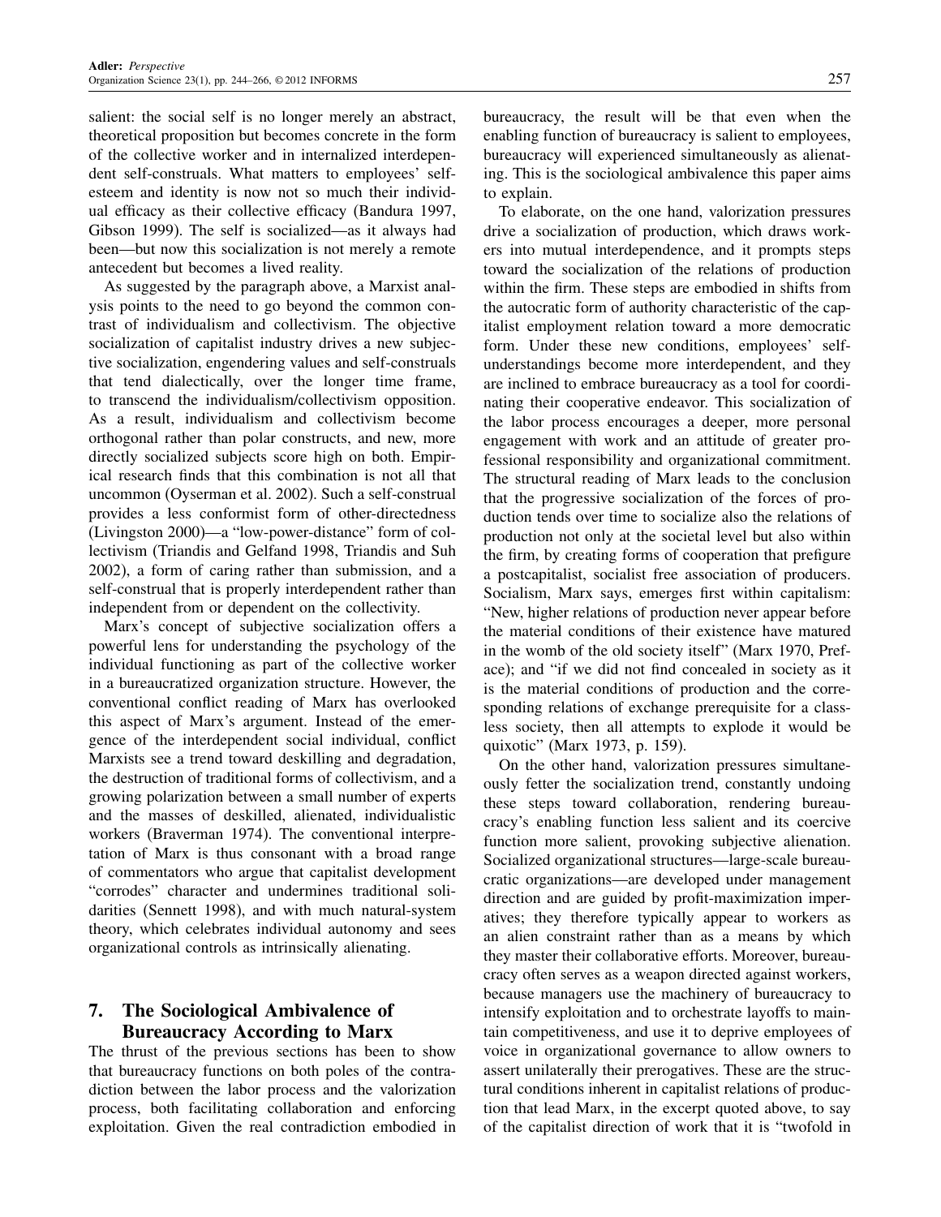salient: the social self is no longer merely an abstract, theoretical proposition but becomes concrete in the form of the collective worker and in internalized interdependent self-construals. What matters to employees' self-esteem and identity is now not so much their individual efficacy as their collective efficacy (Bandura 1997, Gibson 1999). The self is socialized—as it always had been—but now this socialization is not merely a remote antecedent but becomes a lived reality.

As suggested by the paragraph above, a Marxist analysis points to the need to go beyond the common contrast of individualism and collectivism. The objective socialization of capitalist industry drives a new subjective socialization, engendering values and self-construals that tend dialectically, over the longer time frame, to transcend the individualism/collectivism opposition. As a result, individualism and collectivism become orthogonal rather than polar constructs, and new, more directly socialized subjects score high on both. Empirical research finds that this combination is not all that uncommon (Oyserman et al. 2002). Such a self-construal provides a less conformist form of other-directedness (Livingston 2000)—a "low-power-distance" form of collectivism (Triandis and Gelfand 1998, Triandis and Suh 2002), a form of caring rather than submission, and a self-construal that is properly interdependent rather than independent from or dependent on the collectivity.

Marx's concept of subjective socialization offers a powerful lens for understanding the psychology of the individual functioning as part of the collective worker in a bureaucratized organization structure. However, the conventional conflict reading of Marx has overlooked this aspect of Marx's argument. Instead of the emergence of the interdependent social individual, conflict Marxists see a trend toward deskilling and degradation, the destruction of traditional forms of collectivism, and a growing polarization between a small number of experts and the masses of deskilled, alienated, individualistic workers (Braverman 1974). The conventional interpretation of Marx is thus consonant with a broad range of commentators who argue that capitalist development "corrodes" character and undermines traditional solidarities (Sennett 1998), and with much natural-system theory, which celebrates individual autonomy and sees organizational controls as intrinsically alienating.

## 7. The Sociological Ambivalence of Bureaucracy According to Marx

The thrust of the previous sections has been to show that bureaucracy functions on both poles of the contradiction between the labor process and the valorization process, both facilitating collaboration and enforcing exploitation. Given the real contradiction embodied in bureaucracy, the result will be that even when the enabling function of bureaucracy is salient to employees, bureaucracy will experienced simultaneously as alienating. This is the sociological ambivalence this paper aims to explain.

To elaborate, on the one hand, valorization pressures drive a socialization of production, which draws workers into mutual interdependence, and it prompts steps toward the socialization of the relations of production within the firm. These steps are embodied in shifts from the autocratic form of authority characteristic of the capitalist employment relation toward a more democratic form. Under these new conditions, employees' self-understandings become more interdependent, and they are inclined to embrace bureaucracy as a tool for coordinating their cooperative endeavor. This socialization of the labor process encourages a deeper, more personal engagement with work and an attitude of greater professional responsibility and organizational commitment. The structural reading of Marx leads to the conclusion that the progressive socialization of the forces of production tends over time to socialize also the relations of production not only at the societal level but also within the firm, by creating forms of cooperation that prefigure a postcapitalist, socialist free association of producers. Socialism, Marx says, emerges first within capitalism: "New, higher relations of production never appear before the material conditions of their existence have matured in the womb of the old society itself" (Marx 1970, Preface); and "if we did not find concealed in society as it is the material conditions of production and the corresponding relations of exchange prerequisite for a classless society, then all attempts to explode it would be quixotic" (Marx 1973, p. 159).

On the other hand, valorization pressures simultaneously fetter the socialization trend, constantly undoing these steps toward collaboration, rendering bureaucracy's enabling function less salient and its coercive function more salient, provoking subjective alienation. Socialized organizational structures—large-scale bureaucratic organizations—are developed under management direction and are guided by profit-maximization imperatives; they therefore typically appear to workers as an alien constraint rather than as a means by which they master their collaborative efforts. Moreover, bureaucracy often serves as a weapon directed against workers, because managers use the machinery of bureaucracy to intensify exploitation and to orchestrate layoffs to maintain competitiveness, and use it to deprive employees of voice in organizational governance to allow owners to assert unilaterally their prerogatives. These are the structural conditions inherent in capitalist relations of production that lead Marx, in the excerpt quoted above, to say of the capitalist direction of work that it is "twofold in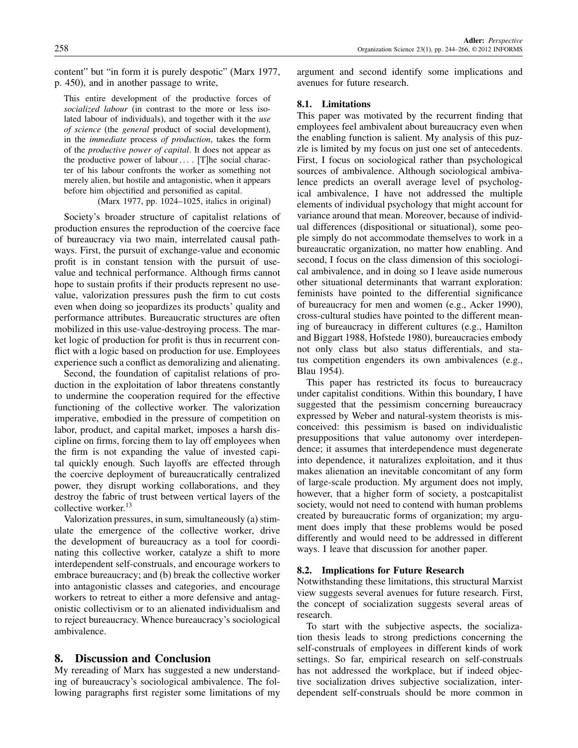content" but "in form it is purely despotic" (Marx 1977, p. 450), and in another passage to write,

> This entire development of the productive forces of *socialized labour* (in contrast to the more or less isolated labour of individuals), and together with it the *use of science* (the *general* product of social development), in the *immediate* process *of production*, takes the form of the *productive power of capital*. It does not appear as the productive power of labour .... [T]he social character of his labour confronts the worker as something not merely alien, but hostile and antagonistic, when it appears before him objectified and personified as capital.
>
> (Marx 1977, pp. 1024–1025, italics in original)

Society's broader structure of capitalist relations of production ensures the reproduction of the coercive face of bureaucracy via two main, interrelated causal pathways. First, the pursuit of exchange-value and economic profit is in constant tension with the pursuit of use-value and technical performance. Although firms cannot hope to sustain profits if their products represent no use-value, valorization pressures push the firm to cut costs even when doing so jeopardizes its products' quality and performance attributes. Bureaucratic structures are often mobilized in this use-value-destroying process. The market logic of production for profit is thus in recurrent conflict with a logic based on production for use. Employees experience such a conflict as demoralizing and alienating.

Second, the foundation of capitalist relations of production in the exploitation of labor threatens constantly to undermine the cooperation required for the effective functioning of the collective worker. The valorization imperative, embodied in the pressure of competition on labor, product, and capital market, imposes a harsh discipline on firms, forcing them to lay off employees when the firm is not expanding the value of invested capital quickly enough. Such layoffs are effected through the coercive deployment of bureaucratically centralized power, they disrupt working collaborations, and they destroy the fabric of trust between vertical layers of the collective worker.[13]

Valorization pressures, in sum, simultaneously (a) stimulate the emergence of the collective worker, drive the development of bureaucracy as a tool for coordinating this collective worker, catalyze a shift to more interdependent self-construals, and encourage workers to embrace bureaucracy; and (b) break the collective worker into antagonistic classes and categories, and encourage workers to retreat to either a more defensive and antagonistic collectivism or to an alienated individualism and to reject bureaucracy. Whence bureaucracy's sociological ambivalence.

## 8. Discussion and Conclusion

My rereading of Marx has suggested a new understanding of bureaucracy's sociological ambivalence. The following paragraphs first register some limitations of my argument and second identify some implications and avenues for future research.

### 8.1. Limitations

This paper was motivated by the recurrent finding that employees feel ambivalent about bureaucracy even when the enabling function is salient. My analysis of this puzzle is limited by my focus on just one set of antecedents. First, I focus on sociological rather than psychological sources of ambivalence. Although sociological ambivalence predicts an overall average level of psychological ambivalence, I have not addressed the multiple elements of individual psychology that might account for variance around that mean. Moreover, because of individual differences (dispositional or situational), some people simply do not accommodate themselves to work in a bureaucratic organization, no matter how enabling. And second, I focus on the class dimension of this sociological ambivalence, and in doing so I leave aside numerous other situational determinants that warrant exploration: feminists have pointed to the differential significance of bureaucracy for men and women (e.g., Acker 1990), cross-cultural studies have pointed to the different meaning of bureaucracy in different cultures (e.g., Hamilton and Biggart 1988, Hofstede 1980), bureaucracies embody not only class but also status differentials, and status competition engenders its own ambivalences (e.g., Blau 1954).

This paper has restricted its focus to bureaucracy under capitalist conditions. Within this boundary, I have suggested that the pessimism concerning bureaucracy expressed by Weber and natural-system theorists is misconceived: this pessimism is based on individualistic presuppositions that value autonomy over interdependence; it assumes that interdependence must degenerate into dependence, it naturalizes exploitation, and it thus makes alienation an inevitable concomitant of any form of large-scale production. My argument does not imply, however, that a higher form of society, a postcapitalist society, would not need to contend with human problems created by bureaucratic forms of organization; my argument does imply that these problems would be posed differently and would need to be addressed in different ways. I leave that discussion for another paper.

### 8.2. Implications for Future Research

Notwithstanding these limitations, this structural Marxist view suggests several avenues for future research. First, the concept of socialization suggests several areas of research.

To start with the subjective aspects, the socialization thesis leads to strong predictions concerning the self-construals of employees in different kinds of work settings. So far, empirical research on self-construals has not addressed the workplace, but if indeed objective socialization drives subjective socialization, interdependent self-construals should be more common in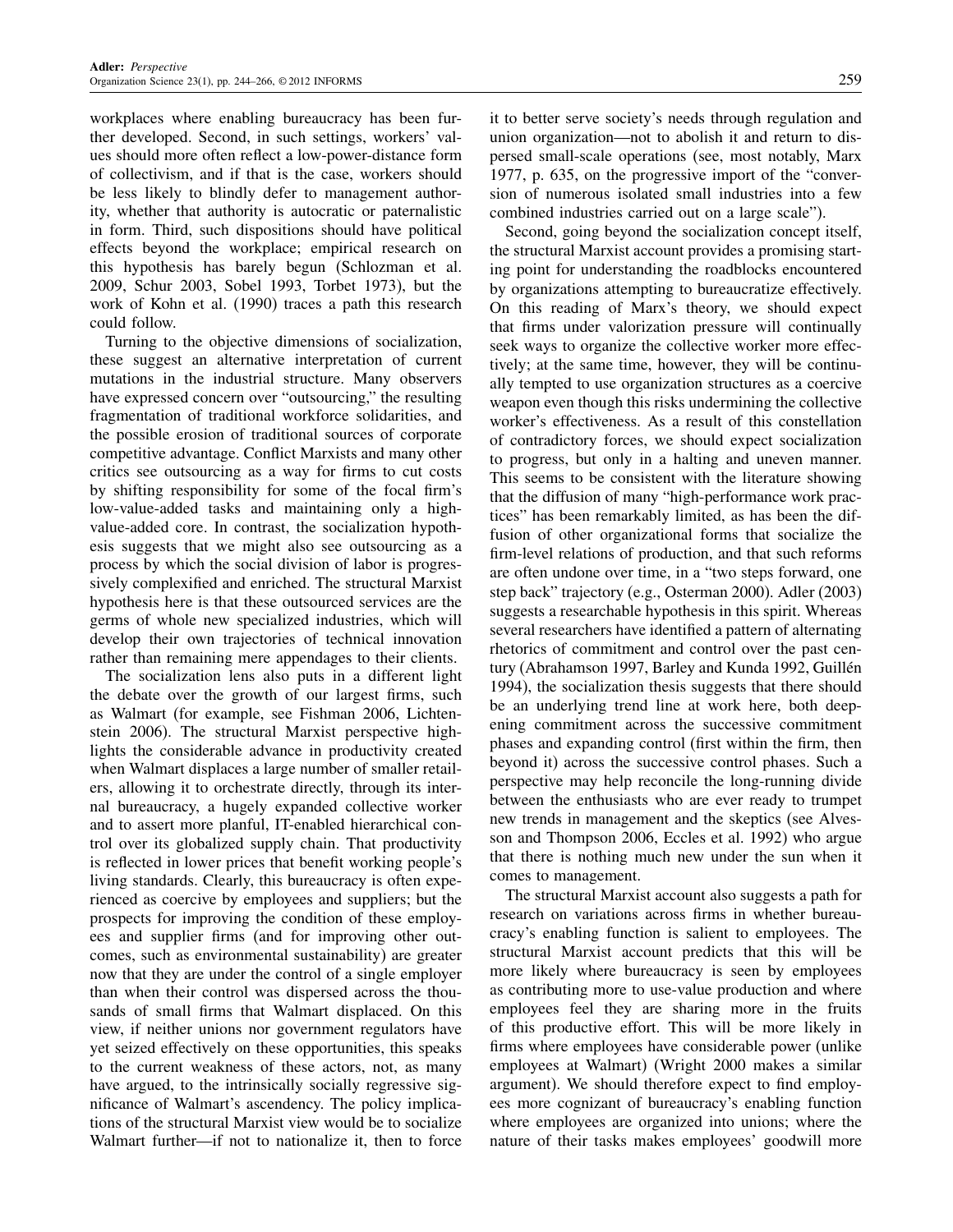workplaces where enabling bureaucracy has been further developed. Second, in such settings, workers' values should more often reflect a low-power-distance form of collectivism, and if that is the case, workers should be less likely to blindly defer to management authority, whether that authority is autocratic or paternalistic in form. Third, such dispositions should have political effects beyond the workplace; empirical research on this hypothesis has barely begun (Schlozman et al. 2009, Schur 2003, Sobel 1993, Torbet 1973), but the work of Kohn et al. (1990) traces a path this research could follow.

Turning to the objective dimensions of socialization, these suggest an alternative interpretation of current mutations in the industrial structure. Many observers have expressed concern over "outsourcing," the resulting fragmentation of traditional workforce solidarities, and the possible erosion of traditional sources of corporate competitive advantage. Conflict Marxists and many other critics see outsourcing as a way for firms to cut costs by shifting responsibility for some of the focal firm's low-value-added tasks and maintaining only a high-value-added core. In contrast, the socialization hypothesis suggests that we might also see outsourcing as a process by which the social division of labor is progressively complexified and enriched. The structural Marxist hypothesis here is that these outsourced services are the germs of whole new specialized industries, which will develop their own trajectories of technical innovation rather than remaining mere appendages to their clients.

The socialization lens also puts in a different light the debate over the growth of our largest firms, such as Walmart (for example, see Fishman 2006, Lichtenstein 2006). The structural Marxist perspective highlights the considerable advance in productivity created when Walmart displaces a large number of smaller retailers, allowing it to orchestrate directly, through its internal bureaucracy, a hugely expanded collective worker and to assert more planful, IT-enabled hierarchical control over its globalized supply chain. That productivity is reflected in lower prices that benefit working people's living standards. Clearly, this bureaucracy is often experienced as coercive by employees and suppliers; but the prospects for improving the condition of these employees and supplier firms (and for improving other outcomes, such as environmental sustainability) are greater now that they are under the control of a single employer than when their control was dispersed across the thousands of small firms that Walmart displaced. On this view, if neither unions nor government regulators have yet seized effectively on these opportunities, this speaks to the current weakness of these actors, not, as many have argued, to the intrinsically socially regressive significance of Walmart's ascendency. The policy implications of the structural Marxist view would be to socialize Walmart further—if not to nationalize it, then to force it to better serve society's needs through regulation and union organization—not to abolish it and return to dispersed small-scale operations (see, most notably, Marx 1977, p. 635, on the progressive import of the "conversion of numerous isolated small industries into a few combined industries carried out on a large scale").

Second, going beyond the socialization concept itself, the structural Marxist account provides a promising starting point for understanding the roadblocks encountered by organizations attempting to bureaucratize effectively. On this reading of Marx's theory, we should expect that firms under valorization pressure will continually seek ways to organize the collective worker more effectively; at the same time, however, they will be continually tempted to use organization structures as a coercive weapon even though this risks undermining the collective worker's effectiveness. As a result of this constellation of contradictory forces, we should expect socialization to progress, but only in a halting and uneven manner. This seems to be consistent with the literature showing that the diffusion of many "high-performance work practices" has been remarkably limited, as has been the diffusion of other organizational forms that socialize the firm-level relations of production, and that such reforms are often undone over time, in a "two steps forward, one step back" trajectory (e.g., Osterman 2000). Adler (2003) suggests a researchable hypothesis in this spirit. Whereas several researchers have identified a pattern of alternating rhetorics of commitment and control over the past century (Abrahamson 1997, Barley and Kunda 1992, Guillén 1994), the socialization thesis suggests that there should be an underlying trend line at work here, both deepening commitment across the successive commitment phases and expanding control (first within the firm, then beyond it) across the successive control phases. Such a perspective may help reconcile the long-running divide between the enthusiasts who are ever ready to trumpet new trends in management and the skeptics (see Alvesson and Thompson 2006, Eccles et al. 1992) who argue that there is nothing much new under the sun when it comes to management.

The structural Marxist account also suggests a path for research on variations across firms in whether bureaucracy's enabling function is salient to employees. The structural Marxist account predicts that this will be more likely where bureaucracy is seen by employees as contributing more to use-value production and where employees feel they are sharing more in the fruits of this productive effort. This will be more likely in firms where employees have considerable power (unlike employees at Walmart) (Wright 2000 makes a similar argument). We should therefore expect to find employees more cognizant of bureaucracy's enabling function where employees are organized into unions; where the nature of their tasks makes employees' goodwill more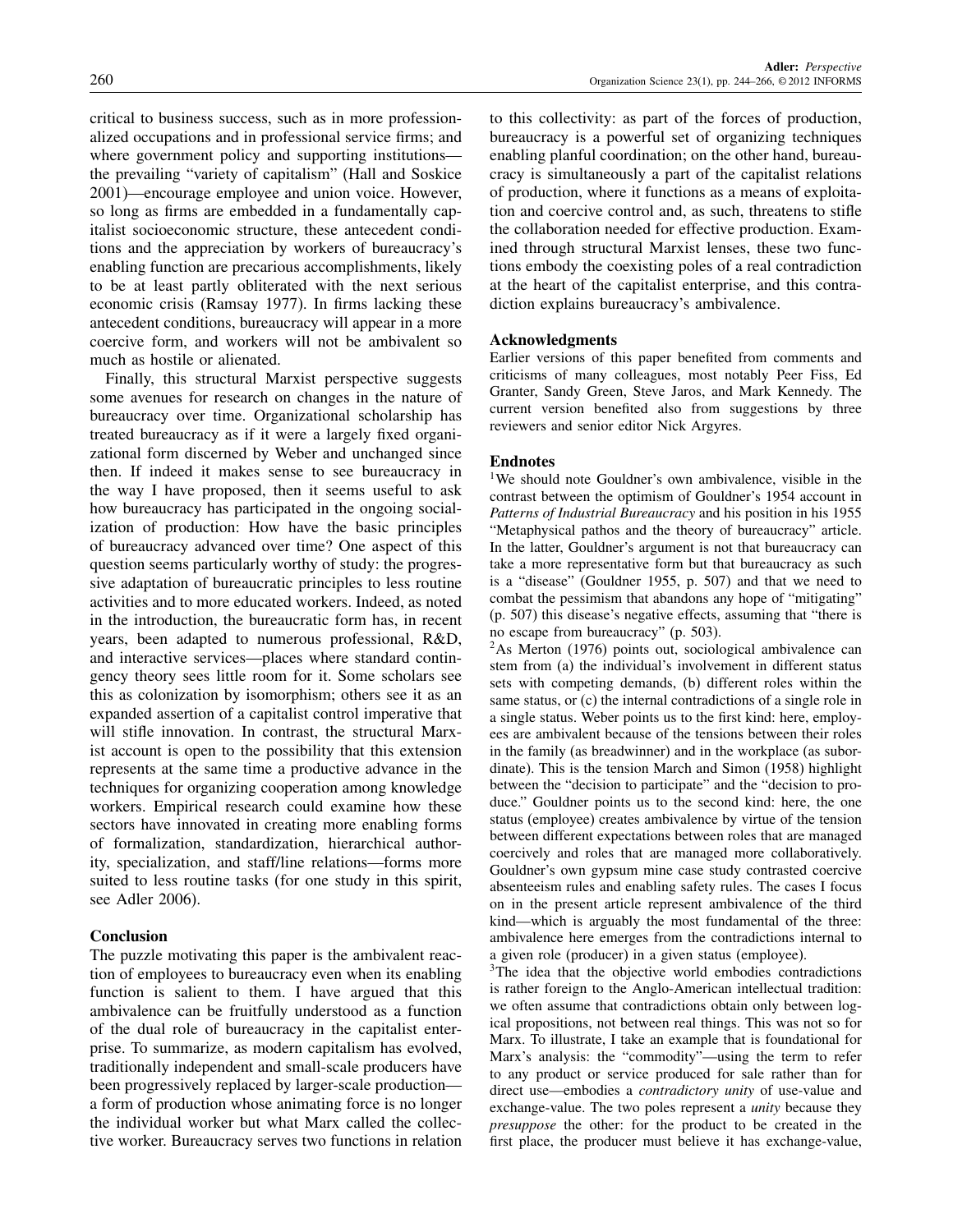critical to business success, such as in more professionalized occupations and in professional service firms; and where government policy and supporting institutions—the prevailing "variety of capitalism" (Hall and Soskice 2001)—encourage employee and union voice. However, so long as firms are embedded in a fundamentally capitalist socioeconomic structure, these antecedent conditions and the appreciation by workers of bureaucracy's enabling function are precarious accomplishments, likely to be at least partly obliterated with the next serious economic crisis (Ramsay 1977). In firms lacking these antecedent conditions, bureaucracy will appear in a more coercive form, and workers will not be ambivalent so much as hostile or alienated.

Finally, this structural Marxist perspective suggests some avenues for research on changes in the nature of bureaucracy over time. Organizational scholarship has treated bureaucracy as if it were a largely fixed organizational form discerned by Weber and unchanged since then. If indeed it makes sense to see bureaucracy in the way I have proposed, then it seems useful to ask how bureaucracy has participated in the ongoing socialization of production: How have the basic principles of bureaucracy advanced over time? One aspect of this question seems particularly worthy of study: the progressive adaptation of bureaucratic principles to less routine activities and to more educated workers. Indeed, as noted in the introduction, the bureaucratic form has, in recent years, been adapted to numerous professional, R&D, and interactive services—places where standard contingency theory sees little room for it. Some scholars see this as colonization by isomorphism; others see it as an expanded assertion of a capitalist control imperative that will stifle innovation. In contrast, the structural Marxist account is open to the possibility that this extension represents at the same time a productive advance in the techniques for organizing cooperation among knowledge workers. Empirical research could examine how these sectors have innovated in creating more enabling forms of formalization, standardization, hierarchical authority, specialization, and staff/line relations—forms more suited to less routine tasks (for one study in this spirit, see Adler 2006).

## Conclusion

The puzzle motivating this paper is the ambivalent reaction of employees to bureaucracy even when its enabling function is salient to them. I have argued that this ambivalence can be fruitfully understood as a function of the dual role of bureaucracy in the capitalist enterprise. To summarize, as modern capitalism has evolved, traditionally independent and small-scale producers have been progressively replaced by larger-scale production—a form of production whose animating force is no longer the individual worker but what Marx called the collective worker. Bureaucracy serves two functions in relation to this collectivity: as part of the forces of production, bureaucracy is a powerful set of organizing techniques enabling planful coordination; on the other hand, bureaucracy is simultaneously a part of the capitalist relations of production, where it functions as a means of exploitation and coercive control and, as such, threatens to stifle the collaboration needed for effective production. Examined through structural Marxist lenses, these two functions embody the coexisting poles of a real contradiction at the heart of the capitalist enterprise, and this contradiction explains bureaucracy's ambivalence.

## Acknowledgments

Earlier versions of this paper benefited from comments and criticisms of many colleagues, most notably Peer Fiss, Ed Granter, Sandy Green, Steve Jaros, and Mark Kennedy. The current version benefited also from suggestions by three reviewers and senior editor Nick Argyres.

## Endnotes

[1]We should note Gouldner's own ambivalence, visible in the contrast between the optimism of Gouldner's 1954 account in *Patterns of Industrial Bureaucracy* and his position in his 1955 "Metaphysical pathos and the theory of bureaucracy" article. In the latter, Gouldner's argument is not that bureaucracy can take a more representative form but that bureaucracy as such is a "disease" (Gouldner 1955, p. 507) and that we need to combat the pessimism that abandons any hope of "mitigating" (p. 507) this disease's negative effects, assuming that "there is no escape from bureaucracy" (p. 503).

[2]As Merton (1976) points out, sociological ambivalence can stem from (a) the individual's involvement in different status sets with competing demands, (b) different roles within the same status, or (c) the internal contradictions of a single role in a single status. Weber points us to the first kind: here, employees are ambivalent because of the tensions between their roles in the family (as breadwinner) and in the workplace (as subordinate). This is the tension March and Simon (1958) highlight between the "decision to participate" and the "decision to produce." Gouldner points us to the second kind: here, the one status (employee) creates ambivalence by virtue of the tension between different expectations between roles that are managed coercively and roles that are managed more collaboratively. Gouldner's own gypsum mine case study contrasted coercive absenteeism rules and enabling safety rules. The cases I focus on in the present article represent ambivalence of the third kind—which is arguably the most fundamental of the three: ambivalence here emerges from the contradictions internal to a given role (producer) in a given status (employee).

[3]The idea that the objective world embodies contradictions is rather foreign to the Anglo-American intellectual tradition: we often assume that contradictions obtain only between logical propositions, not between real things. This was not so for Marx. To illustrate, I take an example that is foundational for Marx's analysis: the "commodity"—using the term to refer to any product or service produced for sale rather than for direct use—embodies a *contradictory unity* of use-value and exchange-value. The two poles represent a *unity* because they *presuppose* the other: for the product to be created in the first place, the producer must believe it has exchange-value,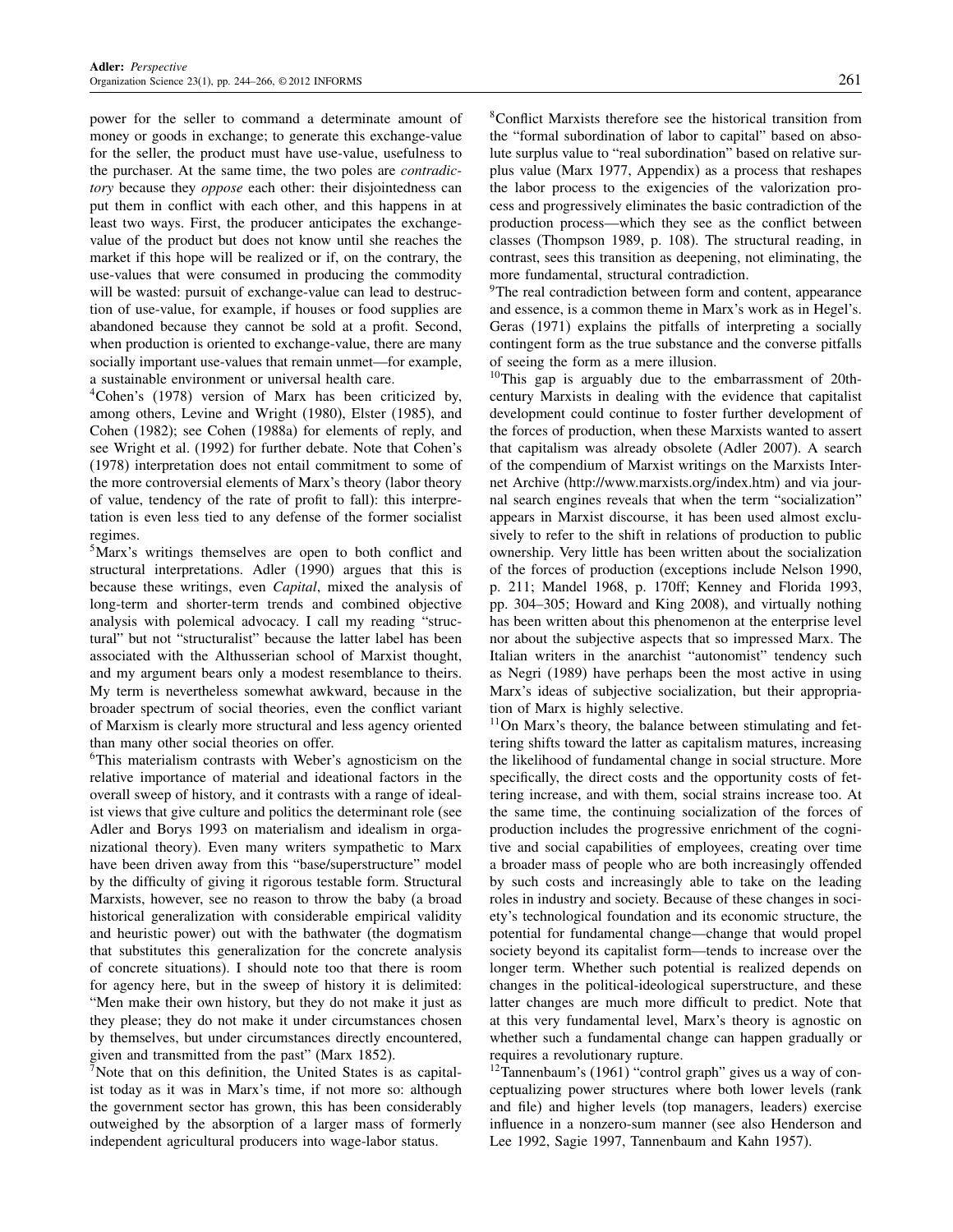power for the seller to command a determinate amount of money or goods in exchange; to generate this exchange-value for the seller, the product must have use-value, usefulness to the purchaser. At the same time, the two poles are *contradictory* because they *oppose* each other: their disjointedness can put them in conflict with each other, and this happens in at least two ways. First, the producer anticipates the exchange-value of the product but does not know until she reaches the market if this hope will be realized or if, on the contrary, the use-values that were consumed in producing the commodity will be wasted: pursuit of exchange-value can lead to destruction of use-value, for example, if houses or food supplies are abandoned because they cannot be sold at a profit. Second, when production is oriented to exchange-value, there are many socially important use-values that remain unmet—for example, a sustainable environment or universal health care.

[4]Cohen's (1978) version of Marx has been criticized by, among others, Levine and Wright (1980), Elster (1985), and Cohen (1982); see Cohen (1988a) for elements of reply, and see Wright et al. (1992) for further debate. Note that Cohen's (1978) interpretation does not entail commitment to some of the more controversial elements of Marx's theory (labor theory of value, tendency of the rate of profit to fall): this interpretation is even less tied to any defense of the former socialist regimes.

[5]Marx's writings themselves are open to both conflict and structural interpretations. Adler (1990) argues that this is because these writings, even *Capital*, mixed the analysis of long-term and shorter-term trends and combined objective analysis with polemical advocacy. I call my reading "structural" but not "structuralist" because the latter label has been associated with the Althusserian school of Marxist thought, and my argument bears only a modest resemblance to theirs. My term is nevertheless somewhat awkward, because in the broader spectrum of social theories, even the conflict variant of Marxism is clearly more structural and less agency oriented than many other social theories on offer.

[6]This materialism contrasts with Weber's agnosticism on the relative importance of material and ideational factors in the overall sweep of history, and it contrasts with a range of idealist views that give culture and politics the determinant role (see Adler and Borys 1993 on materialism and idealism in organizational theory). Even many writers sympathetic to Marx have been driven away from this "base/superstructure" model by the difficulty of giving it rigorous testable form. Structural Marxists, however, see no reason to throw the baby (a broad historical generalization with considerable empirical validity and heuristic power) out with the bathwater (the dogmatism that substitutes this generalization for the concrete analysis of concrete situations). I should note too that there is room for agency here, but in the sweep of history it is delimited: "Men make their own history, but they do not make it just as they please; they do not make it under circumstances chosen by themselves, but under circumstances directly encountered, given and transmitted from the past" (Marx 1852).

[7]Note that on this definition, the United States is as capitalist today as it was in Marx's time, if not more so: although the government sector has grown, this has been considerably outweighed by the absorption of a larger mass of formerly independent agricultural producers into wage-labor status.

[8]Conflict Marxists therefore see the historical transition from the "formal subordination of labor to capital" based on absolute surplus value to "real subordination" based on relative surplus value (Marx 1977, Appendix) as a process that reshapes the labor process to the exigencies of the valorization process and progressively eliminates the basic contradiction of the production process—which they see as the conflict between classes (Thompson 1989, p. 108). The structural reading, in contrast, sees this transition as deepening, not eliminating, the more fundamental, structural contradiction.

[9]The real contradiction between form and content, appearance and essence, is a common theme in Marx's work as in Hegel's. Geras (1971) explains the pitfalls of interpreting a socially contingent form as the true substance and the converse pitfalls of seeing the form as a mere illusion.

[10]This gap is arguably due to the embarrassment of 20th-century Marxists in dealing with the evidence that capitalist development could continue to foster further development of the forces of production, when these Marxists wanted to assert that capitalism was already obsolete (Adler 2007). A search of the compendium of Marxist writings on the Marxists Internet Archive (http://www.marxists.org/index.htm) and via journal search engines reveals that when the term "socialization" appears in Marxist discourse, it has been used almost exclusively to refer to the shift in relations of production to public ownership. Very little has been written about the socialization of the forces of production (exceptions include Nelson 1990, p. 211; Mandel 1968, p. 170ff; Kenney and Florida 1993, pp. 304–305; Howard and King 2008), and virtually nothing has been written about this phenomenon at the enterprise level nor about the subjective aspects that so impressed Marx. The Italian writers in the anarchist "autonomist" tendency such as Negri (1989) have perhaps been the most active in using Marx's ideas of subjective socialization, but their appropriation of Marx is highly selective.

[11]On Marx's theory, the balance between stimulating and fettering shifts toward the latter as capitalism matures, increasing the likelihood of fundamental change in social structure. More specifically, the direct costs and the opportunity costs of fettering increase, and with them, social strains increase too. At the same time, the continuing socialization of the forces of production includes the progressive enrichment of the cognitive and social capabilities of employees, creating over time a broader mass of people who are both increasingly offended by such costs and increasingly able to take on the leading roles in industry and society. Because of these changes in society's technological foundation and its economic structure, the potential for fundamental change—change that would propel society beyond its capitalist form—tends to increase over the longer term. Whether such potential is realized depends on changes in the political-ideological superstructure, and these latter changes are much more difficult to predict. Note that at this very fundamental level, Marx's theory is agnostic on whether such a fundamental change can happen gradually or requires a revolutionary rupture.

[12]Tannenbaum's (1961) "control graph" gives us a way of conceptualizing power structures where both lower levels (rank and file) and higher levels (top managers, leaders) exercise influence in a nonzero-sum manner (see also Henderson and Lee 1992, Sagie 1997, Tannenbaum and Kahn 1957).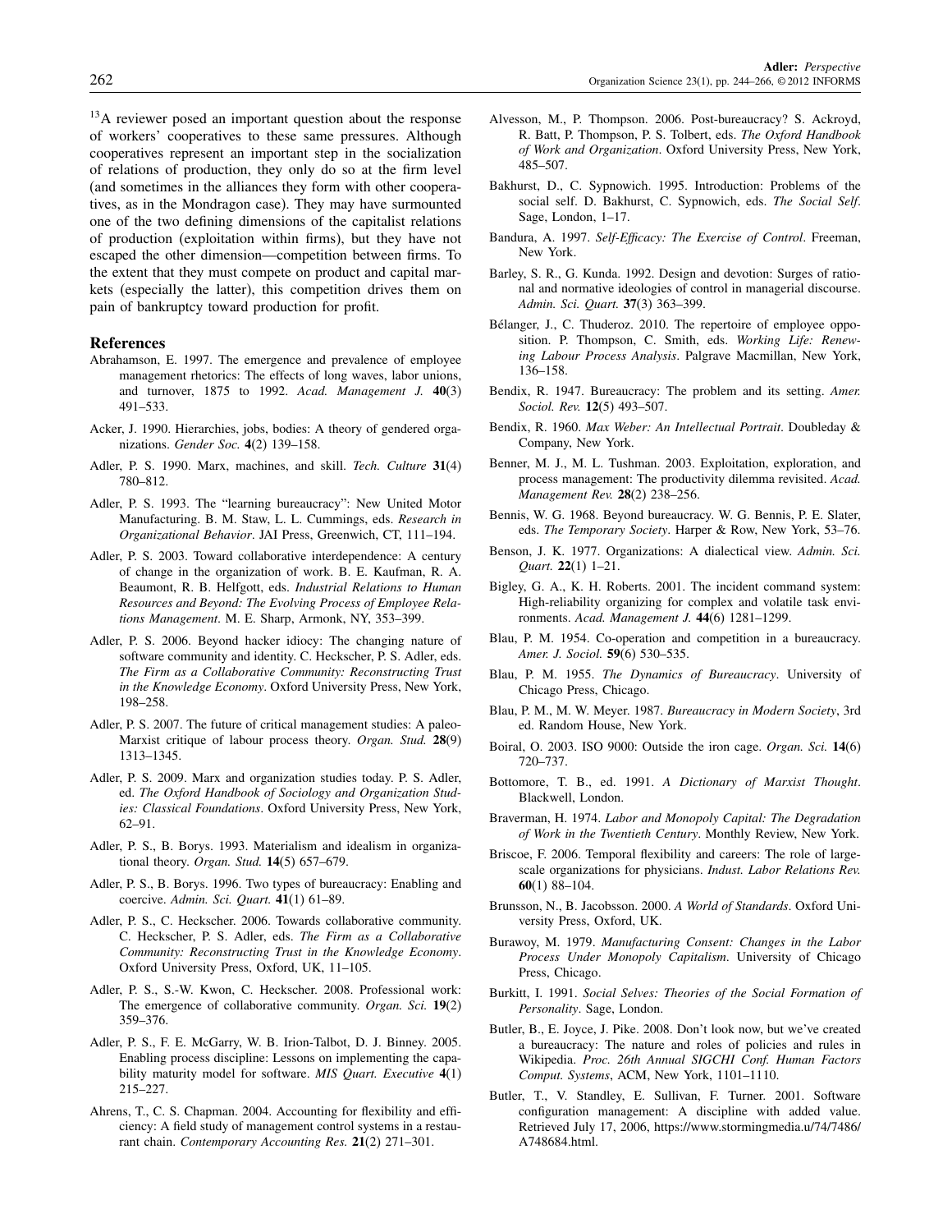[13]A reviewer posed an important question about the response of workers' cooperatives to these same pressures. Although cooperatives represent an important step in the socialization of relations of production, they only do so at the firm level (and sometimes in the alliances they form with other cooperatives, as in the Mondragon case). They may have surmounted one of the two defining dimensions of the capitalist relations of production (exploitation within firms), but they have not escaped the other dimension—competition between firms. To the extent that they must compete on product and capital markets (especially the latter), this competition drives them on pain of bankruptcy toward production for profit.

## References

Abrahamson, E. 1997. The emergence and prevalence of employee management rhetorics: The effects of long waves, labor unions, and turnover, 1875 to 1992. *Acad. Management J.* **40**(3) 491–533.

Acker, J. 1990. Hierarchies, jobs, bodies: A theory of gendered organizations. *Gender Soc.* **4**(2) 139–158.

Adler, P. S. 1990. Marx, machines, and skill. *Tech. Culture* **31**(4) 780–812.

Adler, P. S. 1993. The "learning bureaucracy": New United Motor Manufacturing. B. M. Staw, L. L. Cummings, eds. *Research in Organizational Behavior*. JAI Press, Greenwich, CT, 111–194.

Adler, P. S. 2003. Toward collaborative interdependence: A century of change in the organization of work. B. E. Kaufman, R. A. Beaumont, R. B. Helfgott, eds. *Industrial Relations to Human Resources and Beyond: The Evolving Process of Employee Relations Management*. M. E. Sharp, Armonk, NY, 353–399.

Adler, P. S. 2006. Beyond hacker idiocy: The changing nature of software community and identity. C. Heckscher, P. S. Adler, eds. *The Firm as a Collaborative Community: Reconstructing Trust in the Knowledge Economy*. Oxford University Press, New York, 198–258.

Adler, P. S. 2007. The future of critical management studies: A paleo-Marxist critique of labour process theory. *Organ. Stud.* **28**(9) 1313–1345.

Adler, P. S. 2009. Marx and organization studies today. P. S. Adler, ed. *The Oxford Handbook of Sociology and Organization Studies: Classical Foundations*. Oxford University Press, New York, 62–91.

Adler, P. S., B. Borys. 1993. Materialism and idealism in organizational theory. *Organ. Stud.* **14**(5) 657–679.

Adler, P. S., B. Borys. 1996. Two types of bureaucracy: Enabling and coercive. *Admin. Sci. Quart.* **41**(1) 61–89.

Adler, P. S., C. Heckscher. 2006. Towards collaborative community. C. Heckscher, P. S. Adler, eds. *The Firm as a Collaborative Community: Reconstructing Trust in the Knowledge Economy*. Oxford University Press, Oxford, UK, 11–105.

Adler, P. S., S.-W. Kwon, C. Heckscher. 2008. Professional work: The emergence of collaborative community. *Organ. Sci.* **19**(2) 359–376.

Adler, P. S., F. E. McGarry, W. B. Irion-Talbot, D. J. Binney. 2005. Enabling process discipline: Lessons on implementing the capability maturity model for software. *MIS Quart. Executive* **4**(1) 215–227.

Ahrens, T., C. S. Chapman. 2004. Accounting for flexibility and efficiency: A field study of management control systems in a restaurant chain. *Contemporary Accounting Res.* **21**(2) 271–301.

Alvesson, M., P. Thompson. 2006. Post-bureaucracy? S. Ackroyd, R. Batt, P. Thompson, P. S. Tolbert, eds. *The Oxford Handbook of Work and Organization*. Oxford University Press, New York, 485–507.

Bakhurst, D., C. Sypnowich. 1995. Introduction: Problems of the social self. D. Bakhurst, C. Sypnowich, eds. *The Social Self*. Sage, London, 1–17.

Bandura, A. 1997. *Self-Efficacy: The Exercise of Control*. Freeman, New York.

Barley, S. R., G. Kunda. 1992. Design and devotion: Surges of rational and normative ideologies of control in managerial discourse. *Admin. Sci. Quart.* **37**(3) 363–399.

Bélanger, J., C. Thuderoz. 2010. The repertoire of employee opposition. P. Thompson, C. Smith, eds. *Working Life: Renewing Labour Process Analysis*. Palgrave Macmillan, New York, 136–158.

Bendix, R. 1947. Bureaucracy: The problem and its setting. *Amer. Sociol. Rev.* **12**(5) 493–507.

Bendix, R. 1960. *Max Weber: An Intellectual Portrait*. Doubleday & Company, New York.

Benner, M. J., M. L. Tushman. 2003. Exploitation, exploration, and process management: The productivity dilemma revisited. *Acad. Management Rev.* **28**(2) 238–256.

Bennis, W. G. 1968. Beyond bureaucracy. W. G. Bennis, P. E. Slater, eds. *The Temporary Society*. Harper & Row, New York, 53–76.

Benson, J. K. 1977. Organizations: A dialectical view. *Admin. Sci. Quart.* **22**(1) 1–21.

Bigley, G. A., K. H. Roberts. 2001. The incident command system: High-reliability organizing for complex and volatile task environments. *Acad. Management J.* **44**(6) 1281–1299.

Blau, P. M. 1954. Co-operation and competition in a bureaucracy. *Amer. J. Sociol.* **59**(6) 530–535.

Blau, P. M. 1955. *The Dynamics of Bureaucracy*. University of Chicago Press, Chicago.

Blau, P. M., M. W. Meyer. 1987. *Bureaucracy in Modern Society*, 3rd ed. Random House, New York.

Boiral, O. 2003. ISO 9000: Outside the iron cage. *Organ. Sci.* **14**(6) 720–737.

Bottomore, T. B., ed. 1991. *A Dictionary of Marxist Thought*. Blackwell, London.

Braverman, H. 1974. *Labor and Monopoly Capital: The Degradation of Work in the Twentieth Century*. Monthly Review, New York.

Briscoe, F. 2006. Temporal flexibility and careers: The role of large-scale organizations for physicians. *Indust. Labor Relations Rev.* **60**(1) 88–104.

Brunsson, N., B. Jacobsson. 2000. *A World of Standards*. Oxford University Press, Oxford, UK.

Burawoy, M. 1979. *Manufacturing Consent: Changes in the Labor Process Under Monopoly Capitalism*. University of Chicago Press, Chicago.

Burkitt, I. 1991. *Social Selves: Theories of the Social Formation of Personality*. Sage, London.

Butler, B., E. Joyce, J. Pike. 2008. Don't look now, but we've created a bureaucracy: The nature and roles of policies and rules in Wikipedia. *Proc. 26th Annual SIGCHI Conf. Human Factors Comput. Systems*, ACM, New York, 1101–1110.

Butler, T., V. Standley, E. Sullivan, F. Turner. 2001. Software configuration management: A discipline with added value. Retrieved July 17, 2006, https://www.stormingmedia.u/74/7486/A748684.html.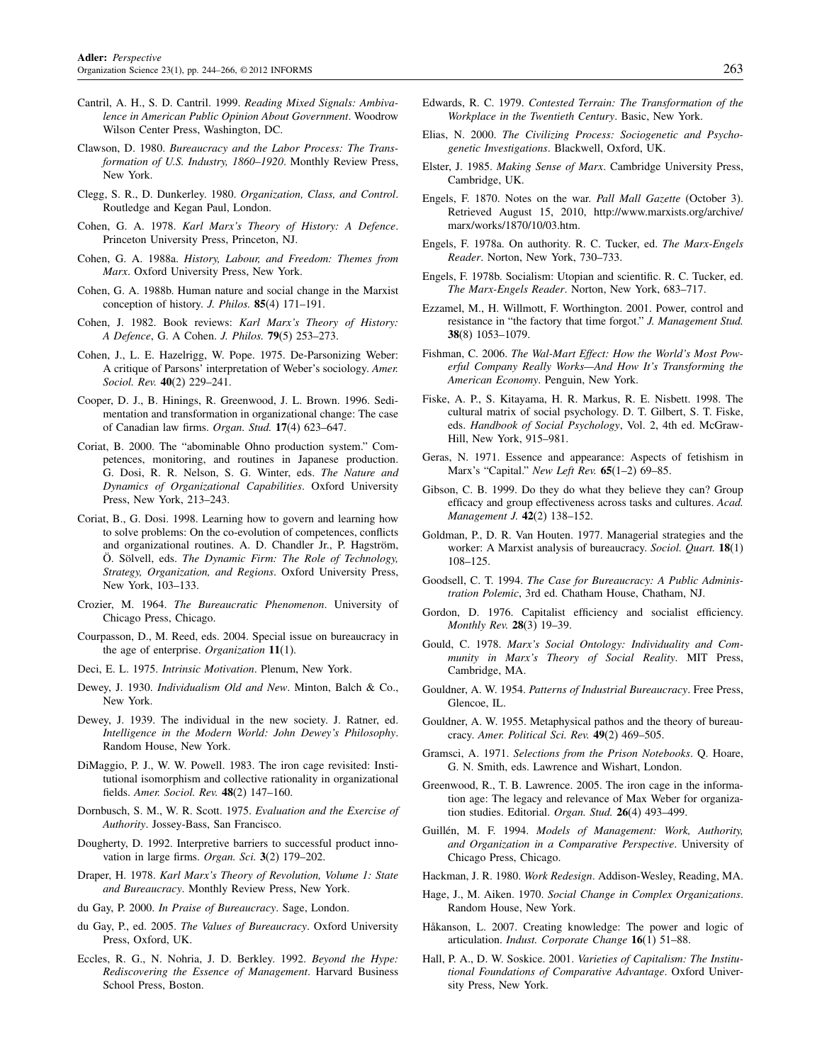Cantril, A. H., S. D. Cantril. 1999. *Reading Mixed Signals: Ambivalence in American Public Opinion About Government*. Woodrow Wilson Center Press, Washington, DC.

Clawson, D. 1980. *Bureaucracy and the Labor Process: The Transformation of U.S. Industry, 1860–1920*. Monthly Review Press, New York.

Clegg, S. R., D. Dunkerley. 1980. *Organization, Class, and Control*. Routledge and Kegan Paul, London.

Cohen, G. A. 1978. *Karl Marx's Theory of History: A Defence*. Princeton University Press, Princeton, NJ.

Cohen, G. A. 1988a. *History, Labour, and Freedom: Themes from Marx*. Oxford University Press, New York.

Cohen, G. A. 1988b. Human nature and social change in the Marxist conception of history. *J. Philos.* **85**(4) 171–191.

Cohen, J. 1982. Book reviews: *Karl Marx's Theory of History: A Defence*, G. A Cohen. *J. Philos.* **79**(5) 253–273.

Cohen, J., L. E. Hazelrigg, W. Pope. 1975. De-Parsonizing Weber: A critique of Parsons' interpretation of Weber's sociology. *Amer. Sociol. Rev.* **40**(2) 229–241.

Cooper, D. J., B. Hinings, R. Greenwood, J. L. Brown. 1996. Sedimentation and transformation in organizational change: The case of Canadian law firms. *Organ. Stud.* **17**(4) 623–647.

Coriat, B. 2000. The "abominable Ohno production system." Competences, monitoring, and routines in Japanese production. G. Dosi, R. R. Nelson, S. G. Winter, eds. *The Nature and Dynamics of Organizational Capabilities*. Oxford University Press, New York, 213–243.

Coriat, B., G. Dosi. 1998. Learning how to govern and learning how to solve problems: On the co-evolution of competences, conflicts and organizational routines. A. D. Chandler Jr., P. Hagström, Ö. Sölvell, eds. *The Dynamic Firm: The Role of Technology, Strategy, Organization, and Regions*. Oxford University Press, New York, 103–133.

Crozier, M. 1964. *The Bureaucratic Phenomenon*. University of Chicago Press, Chicago.

Courpasson, D., M. Reed, eds. 2004. Special issue on bureaucracy in the age of enterprise. *Organization* **11**(1).

Deci, E. L. 1975. *Intrinsic Motivation*. Plenum, New York.

Dewey, J. 1930. *Individualism Old and New*. Minton, Balch & Co., New York.

Dewey, J. 1939. The individual in the new society. J. Ratner, ed. *Intelligence in the Modern World: John Dewey's Philosophy*. Random House, New York.

DiMaggio, P. J., W. W. Powell. 1983. The iron cage revisited: Institutional isomorphism and collective rationality in organizational fields. *Amer. Sociol. Rev.* **48**(2) 147–160.

Dornbusch, S. M., W. R. Scott. 1975. *Evaluation and the Exercise of Authority*. Jossey-Bass, San Francisco.

Dougherty, D. 1992. Interpretive barriers to successful product innovation in large firms. *Organ. Sci.* **3**(2) 179–202.

Draper, H. 1978. *Karl Marx's Theory of Revolution, Volume 1: State and Bureaucracy*. Monthly Review Press, New York.

du Gay, P. 2000. *In Praise of Bureaucracy*. Sage, London.

du Gay, P., ed. 2005. *The Values of Bureaucracy*. Oxford University Press, Oxford, UK.

Eccles, R. G., N. Nohria, J. D. Berkley. 1992. *Beyond the Hype: Rediscovering the Essence of Management*. Harvard Business School Press, Boston.

Edwards, R. C. 1979. *Contested Terrain: The Transformation of the Workplace in the Twentieth Century*. Basic, New York.

Elias, N. 2000. *The Civilizing Process: Sociogenetic and Psychogenetic Investigations*. Blackwell, Oxford, UK.

Elster, J. 1985. *Making Sense of Marx*. Cambridge University Press, Cambridge, UK.

Engels, F. 1870. Notes on the war. *Pall Mall Gazette* (October 3). Retrieved August 15, 2010, http://www.marxists.org/archive/marx/works/1870/10/03.htm.

Engels, F. 1978a. On authority. R. C. Tucker, ed. *The Marx-Engels Reader*. Norton, New York, 730–733.

Engels, F. 1978b. Socialism: Utopian and scientific. R. C. Tucker, ed. *The Marx-Engels Reader*. Norton, New York, 683–717.

Ezzamel, M., H. Willmott, F. Worthington. 2001. Power, control and resistance in "the factory that time forgot." *J. Management Stud.* **38**(8) 1053–1079.

Fishman, C. 2006. *The Wal-Mart Effect: How the World's Most Powerful Company Really Works—And How It's Transforming the American Economy*. Penguin, New York.

Fiske, A. P., S. Kitayama, H. R. Markus, R. E. Nisbett. 1998. The cultural matrix of social psychology. D. T. Gilbert, S. T. Fiske, eds. *Handbook of Social Psychology*, Vol. 2, 4th ed. McGraw-Hill, New York, 915–981.

Geras, N. 1971. Essence and appearance: Aspects of fetishism in Marx's "Capital." *New Left Rev.* **65**(1–2) 69–85.

Gibson, C. B. 1999. Do they do what they believe they can? Group efficacy and group effectiveness across tasks and cultures. *Acad. Management J.* **42**(2) 138–152.

Goldman, P., D. R. Van Houten. 1977. Managerial strategies and the worker: A Marxist analysis of bureaucracy. *Sociol. Quart.* **18**(1) 108–125.

Goodsell, C. T. 1994. *The Case for Bureaucracy: A Public Administration Polemic*, 3rd ed. Chatham House, Chatham, NJ.

Gordon, D. 1976. Capitalist efficiency and socialist efficiency. *Monthly Rev.* **28**(3) 19–39.

Gould, C. 1978. *Marx's Social Ontology: Individuality and Community in Marx's Theory of Social Reality*. MIT Press, Cambridge, MA.

Gouldner, A. W. 1954. *Patterns of Industrial Bureaucracy*. Free Press, Glencoe, IL.

Gouldner, A. W. 1955. Metaphysical pathos and the theory of bureaucracy. *Amer. Political Sci. Rev.* **49**(2) 469–505.

Gramsci, A. 1971. *Selections from the Prison Notebooks*. Q. Hoare, G. N. Smith, eds. Lawrence and Wishart, London.

Greenwood, R., T. B. Lawrence. 2005. The iron cage in the information age: The legacy and relevance of Max Weber for organization studies. Editorial. *Organ. Stud.* **26**(4) 493–499.

Guillén, M. F. 1994. *Models of Management: Work, Authority, and Organization in a Comparative Perspective*. University of Chicago Press, Chicago.

Hackman, J. R. 1980. *Work Redesign*. Addison-Wesley, Reading, MA.

Hage, J., M. Aiken. 1970. *Social Change in Complex Organizations*. Random House, New York.

Håkanson, L. 2007. Creating knowledge: The power and logic of articulation. *Indust. Corporate Change* **16**(1) 51–88.

Hall, P. A., D. W. Soskice. 2001. *Varieties of Capitalism: The Institutional Foundations of Comparative Advantage*. Oxford University Press, New York.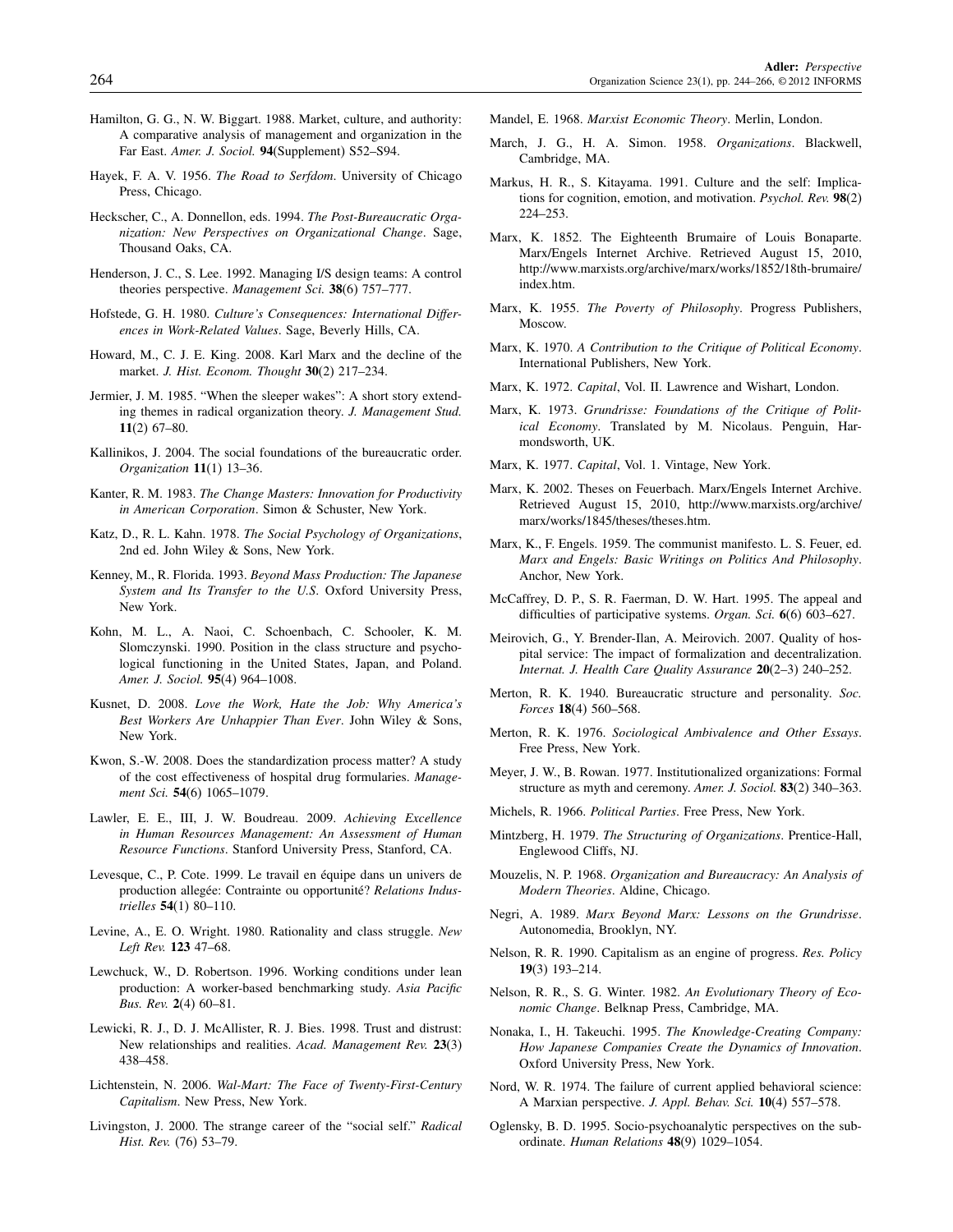Hamilton, G. G., N. W. Biggart. 1988. Market, culture, and authority: A comparative analysis of management and organization in the Far East. *Amer. J. Sociol.* **94**(Supplement) S52–S94.

Hayek, F. A. V. 1956. *The Road to Serfdom*. University of Chicago Press, Chicago.

Heckscher, C., A. Donnellon, eds. 1994. *The Post-Bureaucratic Organization: New Perspectives on Organizational Change*. Sage, Thousand Oaks, CA.

Henderson, J. C., S. Lee. 1992. Managing I/S design teams: A control theories perspective. *Management Sci.* **38**(6) 757–777.

Hofstede, G. H. 1980. *Culture's Consequences: International Differences in Work-Related Values*. Sage, Beverly Hills, CA.

Howard, M., C. J. E. King. 2008. Karl Marx and the decline of the market. *J. Hist. Econom. Thought* **30**(2) 217–234.

Jermier, J. M. 1985. "When the sleeper wakes": A short story extending themes in radical organization theory. *J. Management Stud.* **11**(2) 67–80.

Kallinikos, J. 2004. The social foundations of the bureaucratic order. *Organization* **11**(1) 13–36.

Kanter, R. M. 1983. *The Change Masters: Innovation for Productivity in American Corporation*. Simon & Schuster, New York.

Katz, D., R. L. Kahn. 1978. *The Social Psychology of Organizations*, 2nd ed. John Wiley & Sons, New York.

Kenney, M., R. Florida. 1993. *Beyond Mass Production: The Japanese System and Its Transfer to the U.S*. Oxford University Press, New York.

Kohn, M. L., A. Naoi, C. Schoenbach, C. Schooler, K. M. Slomczynski. 1990. Position in the class structure and psychological functioning in the United States, Japan, and Poland. *Amer. J. Sociol.* **95**(4) 964–1008.

Kusnet, D. 2008. *Love the Work, Hate the Job: Why America's Best Workers Are Unhappier Than Ever*. John Wiley & Sons, New York.

Kwon, S.-W. 2008. Does the standardization process matter? A study of the cost effectiveness of hospital drug formularies. *Management Sci.* **54**(6) 1065–1079.

Lawler, E. E., III, J. W. Boudreau. 2009. *Achieving Excellence in Human Resources Management: An Assessment of Human Resource Functions*. Stanford University Press, Stanford, CA.

Levesque, C., P. Cote. 1999. Le travail en équipe dans un univers de production allegée: Contrainte ou opportunité? *Relations Industrielles* **54**(1) 80–110.

Levine, A., E. O. Wright. 1980. Rationality and class struggle. *New Left Rev.* **123** 47–68.

Lewchuck, W., D. Robertson. 1996. Working conditions under lean production: A worker-based benchmarking study. *Asia Pacific Bus. Rev.* **2**(4) 60–81.

Lewicki, R. J., D. J. McAllister, R. J. Bies. 1998. Trust and distrust: New relationships and realities. *Acad. Management Rev.* **23**(3) 438–458.

Lichtenstein, N. 2006. *Wal-Mart: The Face of Twenty-First-Century Capitalism*. New Press, New York.

Livingston, J. 2000. The strange career of the "social self." *Radical Hist. Rev.* (76) 53–79.

Mandel, E. 1968. *Marxist Economic Theory*. Merlin, London.

March, J. G., H. A. Simon. 1958. *Organizations*. Blackwell, Cambridge, MA.

Markus, H. R., S. Kitayama. 1991. Culture and the self: Implications for cognition, emotion, and motivation. *Psychol. Rev.* **98**(2) 224–253.

Marx, K. 1852. The Eighteenth Brumaire of Louis Bonaparte. Marx/Engels Internet Archive. Retrieved August 15, 2010, http://www.marxists.org/archive/marx/works/1852/18th-brumaire/index.htm.

Marx, K. 1955. *The Poverty of Philosophy*. Progress Publishers, Moscow.

Marx, K. 1970. *A Contribution to the Critique of Political Economy*. International Publishers, New York.

Marx, K. 1972. *Capital*, Vol. II. Lawrence and Wishart, London.

Marx, K. 1973. *Grundrisse: Foundations of the Critique of Political Economy*. Translated by M. Nicolaus. Penguin, Harmondsworth, UK.

Marx, K. 1977. *Capital*, Vol. 1. Vintage, New York.

Marx, K. 2002. Theses on Feuerbach. Marx/Engels Internet Archive. Retrieved August 15, 2010, http://www.marxists.org/archive/marx/works/1845/theses/theses.htm.

Marx, K., F. Engels. 1959. The communist manifesto. L. S. Feuer, ed. *Marx and Engels: Basic Writings on Politics And Philosophy*. Anchor, New York.

McCaffrey, D. P., S. R. Faerman, D. W. Hart. 1995. The appeal and difficulties of participative systems. *Organ. Sci.* **6**(6) 603–627.

Meirovich, G., Y. Brender-Ilan, A. Meirovich. 2007. Quality of hospital service: The impact of formalization and decentralization. *Internat. J. Health Care Quality Assurance* **20**(2–3) 240–252.

Merton, R. K. 1940. Bureaucratic structure and personality. *Soc. Forces* **18**(4) 560–568.

Merton, R. K. 1976. *Sociological Ambivalence and Other Essays*. Free Press, New York.

Meyer, J. W., B. Rowan. 1977. Institutionalized organizations: Formal structure as myth and ceremony. *Amer. J. Sociol.* **83**(2) 340–363.

Michels, R. 1966. *Political Parties*. Free Press, New York.

Mintzberg, H. 1979. *The Structuring of Organizations*. Prentice-Hall, Englewood Cliffs, NJ.

Mouzelis, N. P. 1968. *Organization and Bureaucracy: An Analysis of Modern Theories*. Aldine, Chicago.

Negri, A. 1989. *Marx Beyond Marx: Lessons on the Grundrisse*. Autonomedia, Brooklyn, NY.

Nelson, R. R. 1990. Capitalism as an engine of progress. *Res. Policy* **19**(3) 193–214.

Nelson, R. R., S. G. Winter. 1982. *An Evolutionary Theory of Economic Change*. Belknap Press, Cambridge, MA.

Nonaka, I., H. Takeuchi. 1995. *The Knowledge-Creating Company: How Japanese Companies Create the Dynamics of Innovation*. Oxford University Press, New York.

Nord, W. R. 1974. The failure of current applied behavioral science: A Marxian perspective. *J. Appl. Behav. Sci.* **10**(4) 557–578.

Oglensky, B. D. 1995. Socio-psychoanalytic perspectives on the subordinate. *Human Relations* **48**(9) 1029–1054.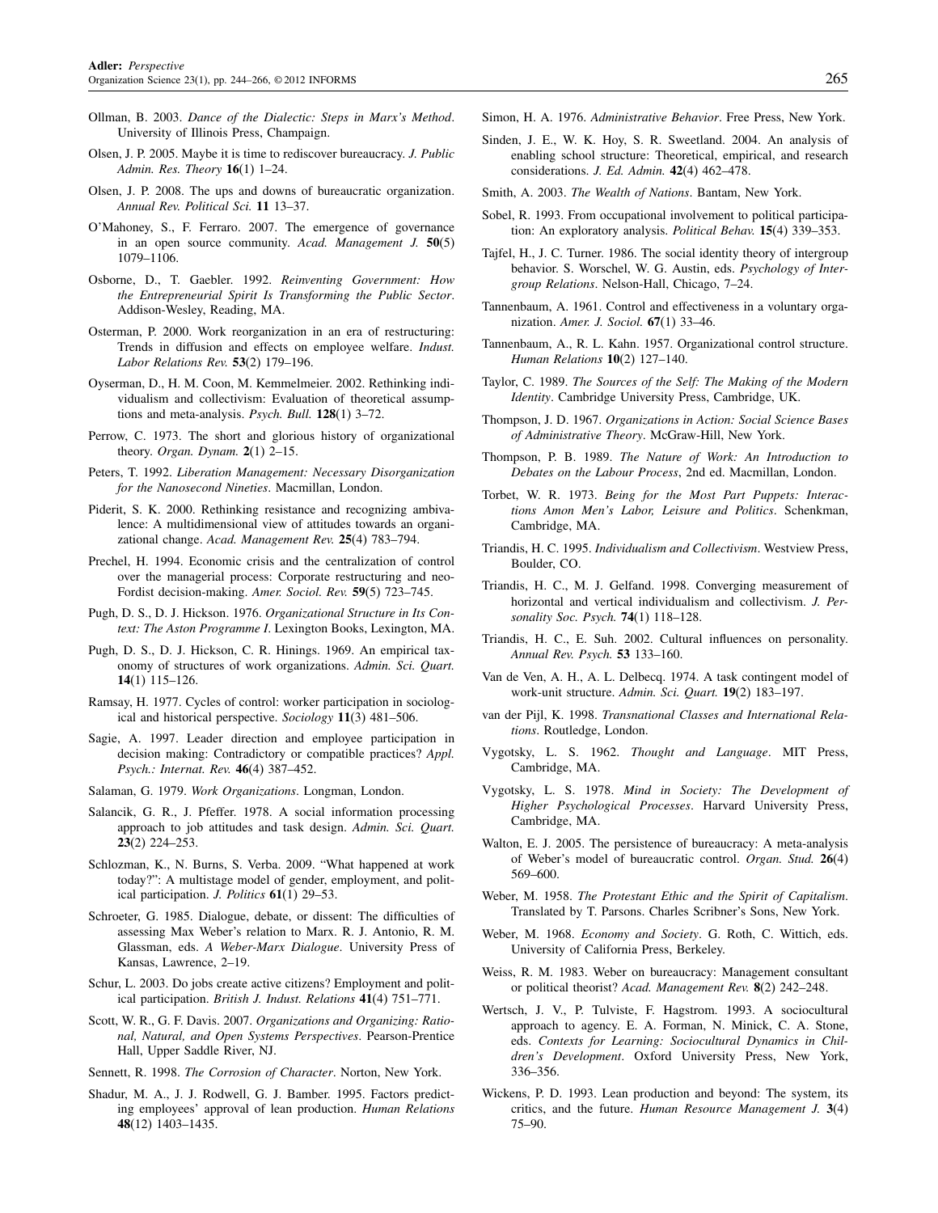Ollman, B. 2003. *Dance of the Dialectic: Steps in Marx's Method*. University of Illinois Press, Champaign.

Olsen, J. P. 2005. Maybe it is time to rediscover bureaucracy. *J. Public Admin. Res. Theory* **16**(1) 1–24.

Olsen, J. P. 2008. The ups and downs of bureaucratic organization. *Annual Rev. Political Sci.* **11** 13–37.

O'Mahoney, S., F. Ferraro. 2007. The emergence of governance in an open source community. *Acad. Management J.* **50**(5) 1079–1106.

Osborne, D., T. Gaebler. 1992. *Reinventing Government: How the Entrepreneurial Spirit Is Transforming the Public Sector*. Addison-Wesley, Reading, MA.

Osterman, P. 2000. Work reorganization in an era of restructuring: Trends in diffusion and effects on employee welfare. *Indust. Labor Relations Rev.* **53**(2) 179–196.

Oyserman, D., H. M. Coon, M. Kemmelmeier. 2002. Rethinking individualism and collectivism: Evaluation of theoretical assumptions and meta-analysis. *Psych. Bull.* **128**(1) 3–72.

Perrow, C. 1973. The short and glorious history of organizational theory. *Organ. Dynam.* **2**(1) 2–15.

Peters, T. 1992. *Liberation Management: Necessary Disorganization for the Nanosecond Nineties*. Macmillan, London.

Piderit, S. K. 2000. Rethinking resistance and recognizing ambivalence: A multidimensional view of attitudes towards an organizational change. *Acad. Management Rev.* **25**(4) 783–794.

Prechel, H. 1994. Economic crisis and the centralization of control over the managerial process: Corporate restructuring and neo-Fordist decision-making. *Amer. Sociol. Rev.* **59**(5) 723–745.

Pugh, D. S., D. J. Hickson. 1976. *Organizational Structure in Its Context: The Aston Programme I*. Lexington Books, Lexington, MA.

Pugh, D. S., D. J. Hickson, C. R. Hinings. 1969. An empirical taxonomy of structures of work organizations. *Admin. Sci. Quart.* **14**(1) 115–126.

Ramsay, H. 1977. Cycles of control: worker participation in sociological and historical perspective. *Sociology* **11**(3) 481–506.

Sagie, A. 1997. Leader direction and employee participation in decision making: Contradictory or compatible practices? *Appl. Psych.: Internat. Rev.* **46**(4) 387–452.

Salaman, G. 1979. *Work Organizations*. Longman, London.

Salancik, G. R., J. Pfeffer. 1978. A social information processing approach to job attitudes and task design. *Admin. Sci. Quart.* **23**(2) 224–253.

Schlozman, K., N. Burns, S. Verba. 2009. "What happened at work today?": A multistage model of gender, employment, and political participation. *J. Politics* **61**(1) 29–53.

Schroeter, G. 1985. Dialogue, debate, or dissent: The difficulties of assessing Max Weber's relation to Marx. R. J. Antonio, R. M. Glassman, eds. *A Weber-Marx Dialogue*. University Press of Kansas, Lawrence, 2–19.

Schur, L. 2003. Do jobs create active citizens? Employment and political participation. *British J. Indust. Relations* **41**(4) 751–771.

Scott, W. R., G. F. Davis. 2007. *Organizations and Organizing: Rational, Natural, and Open Systems Perspectives*. Pearson-Prentice Hall, Upper Saddle River, NJ.

Sennett, R. 1998. *The Corrosion of Character*. Norton, New York.

Shadur, M. A., J. J. Rodwell, G. J. Bamber. 1995. Factors predicting employees' approval of lean production. *Human Relations* **48**(12) 1403–1435.

Simon, H. A. 1976. *Administrative Behavior*. Free Press, New York.

Sinden, J. E., W. K. Hoy, S. R. Sweetland. 2004. An analysis of enabling school structure: Theoretical, empirical, and research considerations. *J. Ed. Admin.* **42**(4) 462–478.

Smith, A. 2003. *The Wealth of Nations*. Bantam, New York.

Sobel, R. 1993. From occupational involvement to political participation: An exploratory analysis. *Political Behav.* **15**(4) 339–353.

Tajfel, H., J. C. Turner. 1986. The social identity theory of intergroup behavior. S. Worschel, W. G. Austin, eds. *Psychology of Intergroup Relations*. Nelson-Hall, Chicago, 7–24.

Tannenbaum, A. 1961. Control and effectiveness in a voluntary organization. *Amer. J. Sociol.* **67**(1) 33–46.

Tannenbaum, A., R. L. Kahn. 1957. Organizational control structure. *Human Relations* **10**(2) 127–140.

Taylor, C. 1989. *The Sources of the Self: The Making of the Modern Identity*. Cambridge University Press, Cambridge, UK.

Thompson, J. D. 1967. *Organizations in Action: Social Science Bases of Administrative Theory*. McGraw-Hill, New York.

Thompson, P. B. 1989. *The Nature of Work: An Introduction to Debates on the Labour Process*, 2nd ed. Macmillan, London.

Torbet, W. R. 1973. *Being for the Most Part Puppets: Interactions Amon Men's Labor, Leisure and Politics*. Schenkman, Cambridge, MA.

Triandis, H. C. 1995. *Individualism and Collectivism*. Westview Press, Boulder, CO.

Triandis, H. C., M. J. Gelfand. 1998. Converging measurement of horizontal and vertical individualism and collectivism. *J. Personality Soc. Psych.* **74**(1) 118–128.

Triandis, H. C., E. Suh. 2002. Cultural influences on personality. *Annual Rev. Psych.* **53** 133–160.

Van de Ven, A. H., A. L. Delbecq. 1974. A task contingent model of work-unit structure. *Admin. Sci. Quart.* **19**(2) 183–197.

van der Pijl, K. 1998. *Transnational Classes and International Relations*. Routledge, London.

Vygotsky, L. S. 1962. *Thought and Language*. MIT Press, Cambridge, MA.

Vygotsky, L. S. 1978. *Mind in Society: The Development of Higher Psychological Processes*. Harvard University Press, Cambridge, MA.

Walton, E. J. 2005. The persistence of bureaucracy: A meta-analysis of Weber's model of bureaucratic control. *Organ. Stud.* **26**(4) 569–600.

Weber, M. 1958. *The Protestant Ethic and the Spirit of Capitalism*. Translated by T. Parsons. Charles Scribner's Sons, New York.

Weber, M. 1968. *Economy and Society*. G. Roth, C. Wittich, eds. University of California Press, Berkeley.

Weiss, R. M. 1983. Weber on bureaucracy: Management consultant or political theorist? *Acad. Management Rev.* **8**(2) 242–248.

Wertsch, J. V., P. Tulviste, F. Hagstrom. 1993. A sociocultural approach to agency. E. A. Forman, N. Minick, C. A. Stone, eds. *Contexts for Learning: Sociocultural Dynamics in Children's Development*. Oxford University Press, New York, 336–356.

Wickens, P. D. 1993. Lean production and beyond: The system, its critics, and the future. *Human Resource Management J.* **3**(4) 75–90.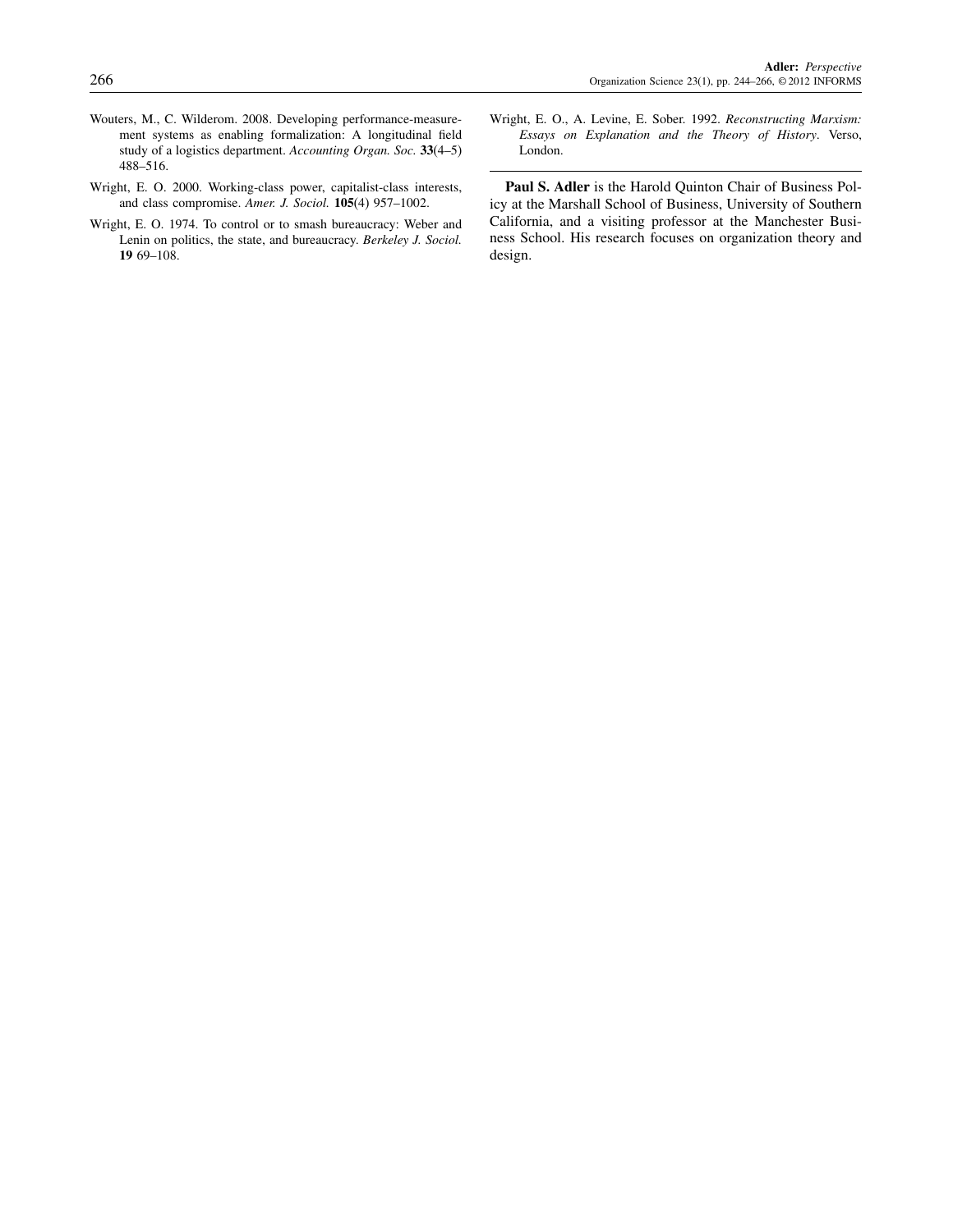Wouters, M., C. Wilderom. 2008. Developing performance-measurement systems as enabling formalization: A longitudinal field study of a logistics department. *Accounting Organ. Soc.* **33**(4–5) 488–516.

Wright, E. O. 2000. Working-class power, capitalist-class interests, and class compromise. *Amer. J. Sociol.* **105**(4) 957–1002.

Wright, E. O. 1974. To control or to smash bureaucracy: Weber and Lenin on politics, the state, and bureaucracy. *Berkeley J. Sociol.* **19** 69–108.

Wright, E. O., A. Levine, E. Sober. 1992. *Reconstructing Marxism: Essays on Explanation and the Theory of History*. Verso, London.

---

**Paul S. Adler** is the Harold Quinton Chair of Business Policy at the Marshall School of Business, University of Southern California, and a visiting professor at the Manchester Business School. His research focuses on organization theory and design.